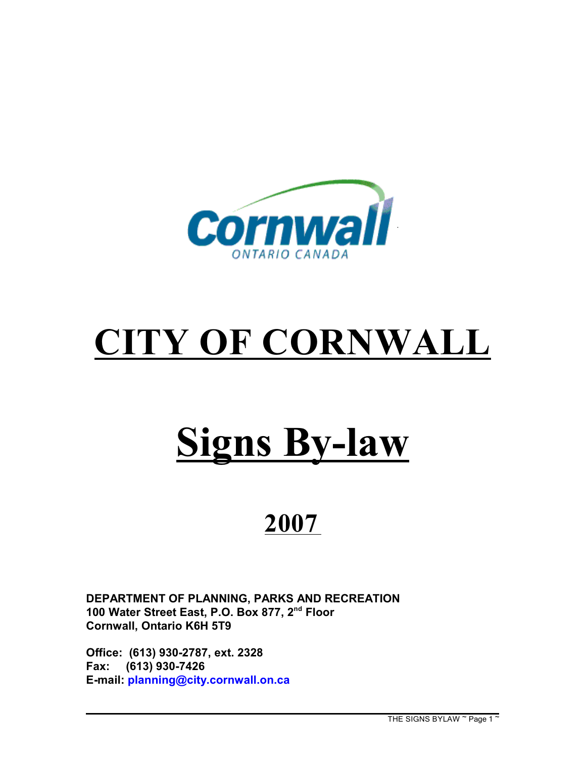Cornwall
ONTARIO CANADA

# CITY OF CORNWALL

# Signs By-law

## 2007

**DEPARTMENT OF PLANNING, PARKS AND RECREATION**
**100 Water Street East, P.O. Box 877, 2nd Floor**
**Cornwall, Ontario K6H 5T9**

**Office: (613) 930-2787, ext. 2328**
**Fax: (613) 930-7426**
**E-mail: planning@city.cornwall.on.ca**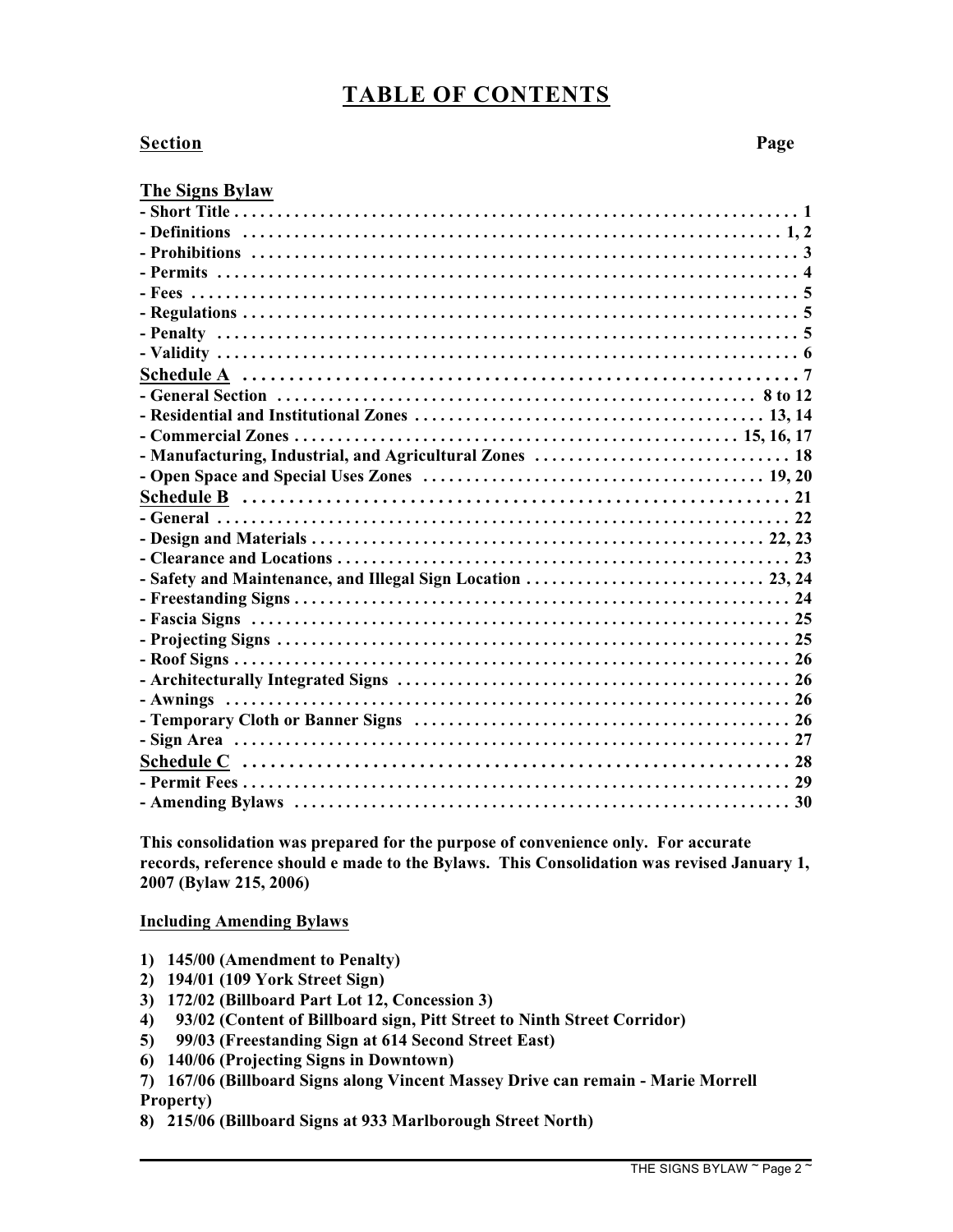# TABLE OF CONTENTS

| Section | Page |
|---|---|
| **The Signs Bylaw** | |
| - Short Title | 1 |
| - Definitions | 1, 2 |
| - Prohibitions | 3 |
| - Permits | 4 |
| - Fees | 5 |
| - Regulations | 5 |
| - Penalty | 5 |
| - Validity | 6 |
| **Schedule A** | 7 |
| - General Section | 8 to 12 |
| - Residential and Institutional Zones | 13, 14 |
| - Commercial Zones | 15, 16, 17 |
| - Manufacturing, Industrial, and Agricultural Zones | 18 |
| - Open Space and Special Uses Zones | 19, 20 |
| **Schedule B** | 21 |
| - General | 22 |
| - Design and Materials | 22, 23 |
| - Clearance and Locations | 23 |
| - Safety and Maintenance, and Illegal Sign Location | 23, 24 |
| - Freestanding Signs | 24 |
| - Fascia Signs | 25 |
| - Projecting Signs | 25 |
| - Roof Signs | 26 |
| - Architecturally Integrated Signs | 26 |
| - Awnings | 26 |
| - Temporary Cloth or Banner Signs | 26 |
| - Sign Area | 27 |
| **Schedule C** | 28 |
| - Permit Fees | 29 |
| - Amending Bylaws | 30 |

**This consolidation was prepared for the purpose of convenience only. For accurate records, reference should e made to the Bylaws. This Consolidation was revised January 1, 2007 (Bylaw 215, 2006)**

**Including Amending Bylaws**

1) **145/00 (Amendment to Penalty)**
2) **194/01 (109 York Street Sign)**
3) **172/02 (Billboard Part Lot 12, Concession 3)**
4) **93/02 (Content of Billboard sign, Pitt Street to Ninth Street Corridor)**
5) **99/03 (Freestanding Sign at 614 Second Street East)**
6) **140/06 (Projecting Signs in Downtown)**
7) **167/06 (Billboard Signs along Vincent Massey Drive can remain - Marie Morrell Property)**
8) **215/06 (Billboard Signs at 933 Marlborough Street North)**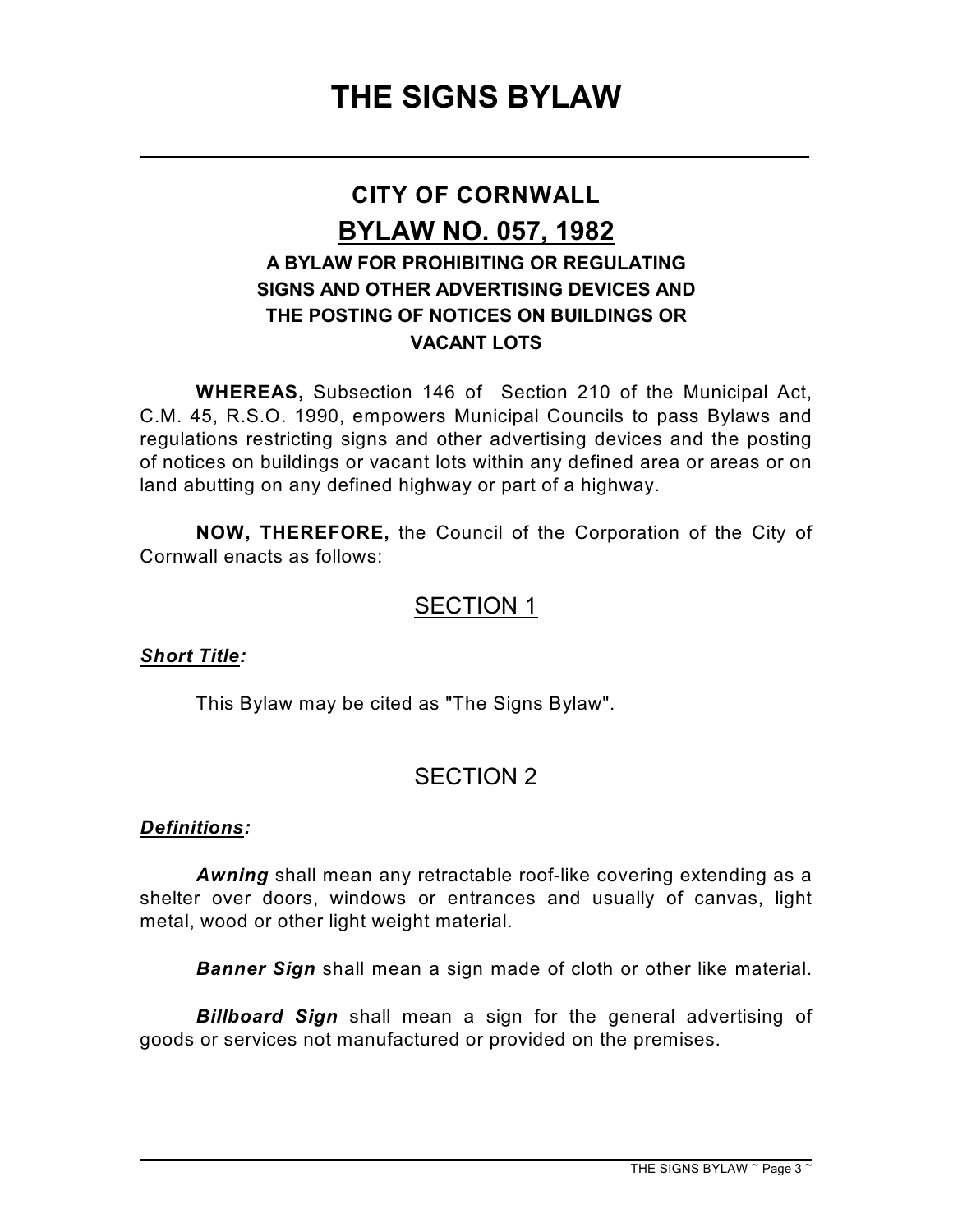# THE SIGNS BYLAW

## CITY OF CORNWALL

## BYLAW NO. 057, 1982

### A BYLAW FOR PROHIBITING OR REGULATING SIGNS AND OTHER ADVERTISING DEVICES AND THE POSTING OF NOTICES ON BUILDINGS OR VACANT LOTS

**WHEREAS,** Subsection 146 of Section 210 of the Municipal Act, C.M. 45, R.S.O. 1990, empowers Municipal Councils to pass Bylaws and regulations restricting signs and other advertising devices and the posting of notices on buildings or vacant lots within any defined area or areas or on land abutting on any defined highway or part of a highway.

**NOW, THEREFORE,** the Council of the Corporation of the City of Cornwall enacts as follows:

## SECTION 1

***Short Title:***

This Bylaw may be cited as "The Signs Bylaw".

## SECTION 2

***Definitions:***

***Awning*** shall mean any retractable roof-like covering extending as a shelter over doors, windows or entrances and usually of canvas, light metal, wood or other light weight material.

***Banner Sign*** shall mean a sign made of cloth or other like material.

***Billboard Sign*** shall mean a sign for the general advertising of goods or services not manufactured or provided on the premises.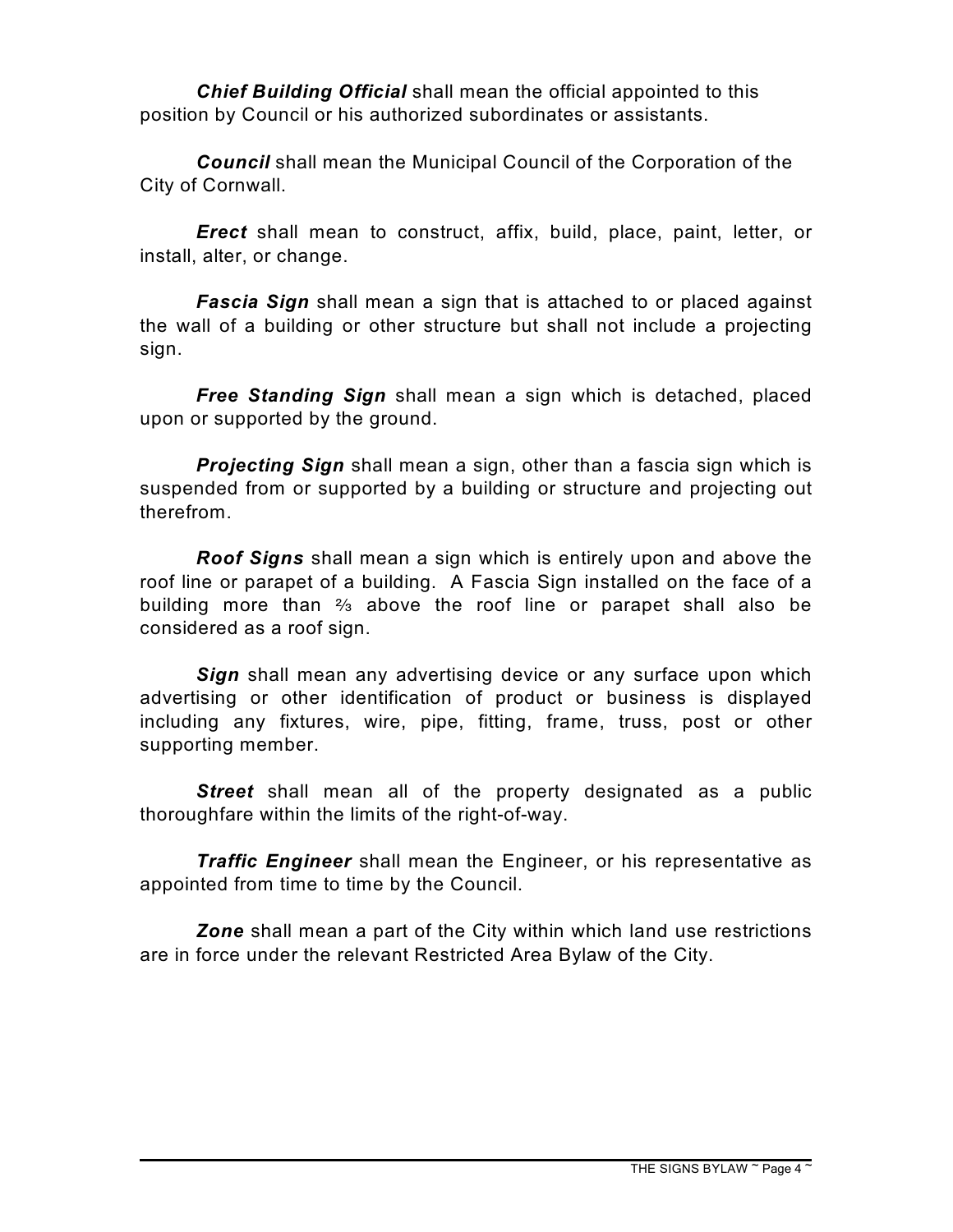***Chief Building Official*** shall mean the official appointed to this position by Council or his authorized subordinates or assistants.

***Council*** shall mean the Municipal Council of the Corporation of the City of Cornwall.

***Erect*** shall mean to construct, affix, build, place, paint, letter, or install, alter, or change.

***Fascia Sign*** shall mean a sign that is attached to or placed against the wall of a building or other structure but shall not include a projecting sign.

***Free Standing Sign*** shall mean a sign which is detached, placed upon or supported by the ground.

***Projecting Sign*** shall mean a sign, other than a fascia sign which is suspended from or supported by a building or structure and projecting out therefrom.

***Roof Signs*** shall mean a sign which is entirely upon and above the roof line or parapet of a building. A Fascia Sign installed on the face of a building more than ⅔ above the roof line or parapet shall also be considered as a roof sign.

***Sign*** shall mean any advertising device or any surface upon which advertising or other identification of product or business is displayed including any fixtures, wire, pipe, fitting, frame, truss, post or other supporting member.

***Street*** shall mean all of the property designated as a public thoroughfare within the limits of the right-of-way.

***Traffic Engineer*** shall mean the Engineer, or his representative as appointed from time to time by the Council.

***Zone*** shall mean a part of the City within which land use restrictions are in force under the relevant Restricted Area Bylaw of the City.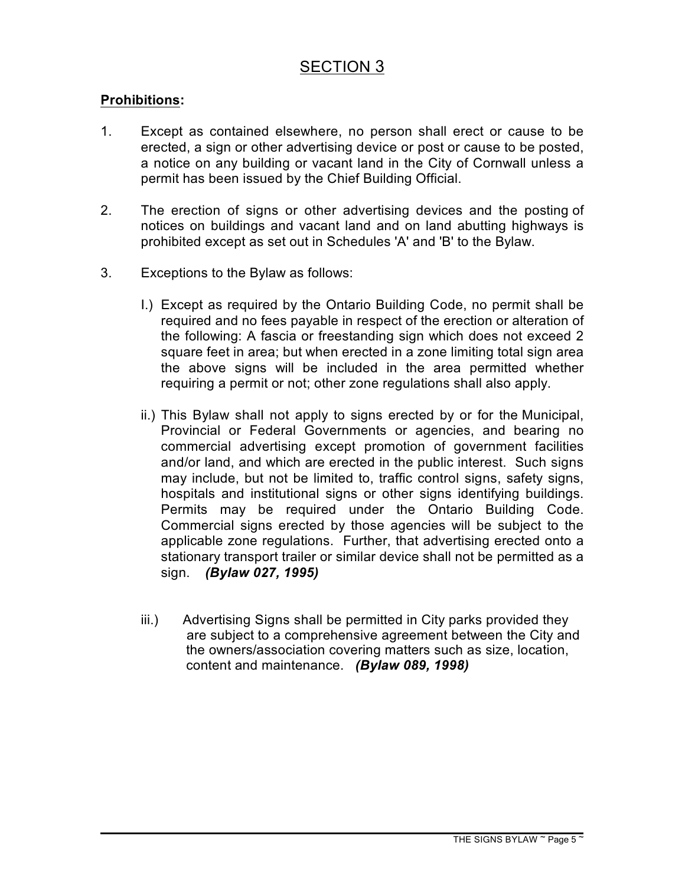# SECTION 3

**Prohibitions:**

1. Except as contained elsewhere, no person shall erect or cause to be erected, a sign or other advertising device or post or cause to be posted, a notice on any building or vacant land in the City of Cornwall unless a permit has been issued by the Chief Building Official.

2. The erection of signs or other advertising devices and the posting of notices on buildings and vacant land and on land abutting highways is prohibited except as set out in Schedules 'A' and 'B' to the Bylaw.

3. Exceptions to the Bylaw as follows:

   I.) Except as required by the Ontario Building Code, no permit shall be required and no fees payable in respect of the erection or alteration of the following: A fascia or freestanding sign which does not exceed 2 square feet in area; but when erected in a zone limiting total sign area the above signs will be included in the area permitted whether requiring a permit or not; other zone regulations shall also apply.

   ii.) This Bylaw shall not apply to signs erected by or for the Municipal, Provincial or Federal Governments or agencies, and bearing no commercial advertising except promotion of government facilities and/or land, and which are erected in the public interest. Such signs may include, but not be limited to, traffic control signs, safety signs, hospitals and institutional signs or other signs identifying buildings. Permits may be required under the Ontario Building Code. Commercial signs erected by those agencies will be subject to the applicable zone regulations. Further, that advertising erected onto a stationary transport trailer or similar device shall not be permitted as a sign. ***(Bylaw 027, 1995)***

   iii.) Advertising Signs shall be permitted in City parks provided they are subject to a comprehensive agreement between the City and the owners/association covering matters such as size, location, content and maintenance. ***(Bylaw 089, 1998)***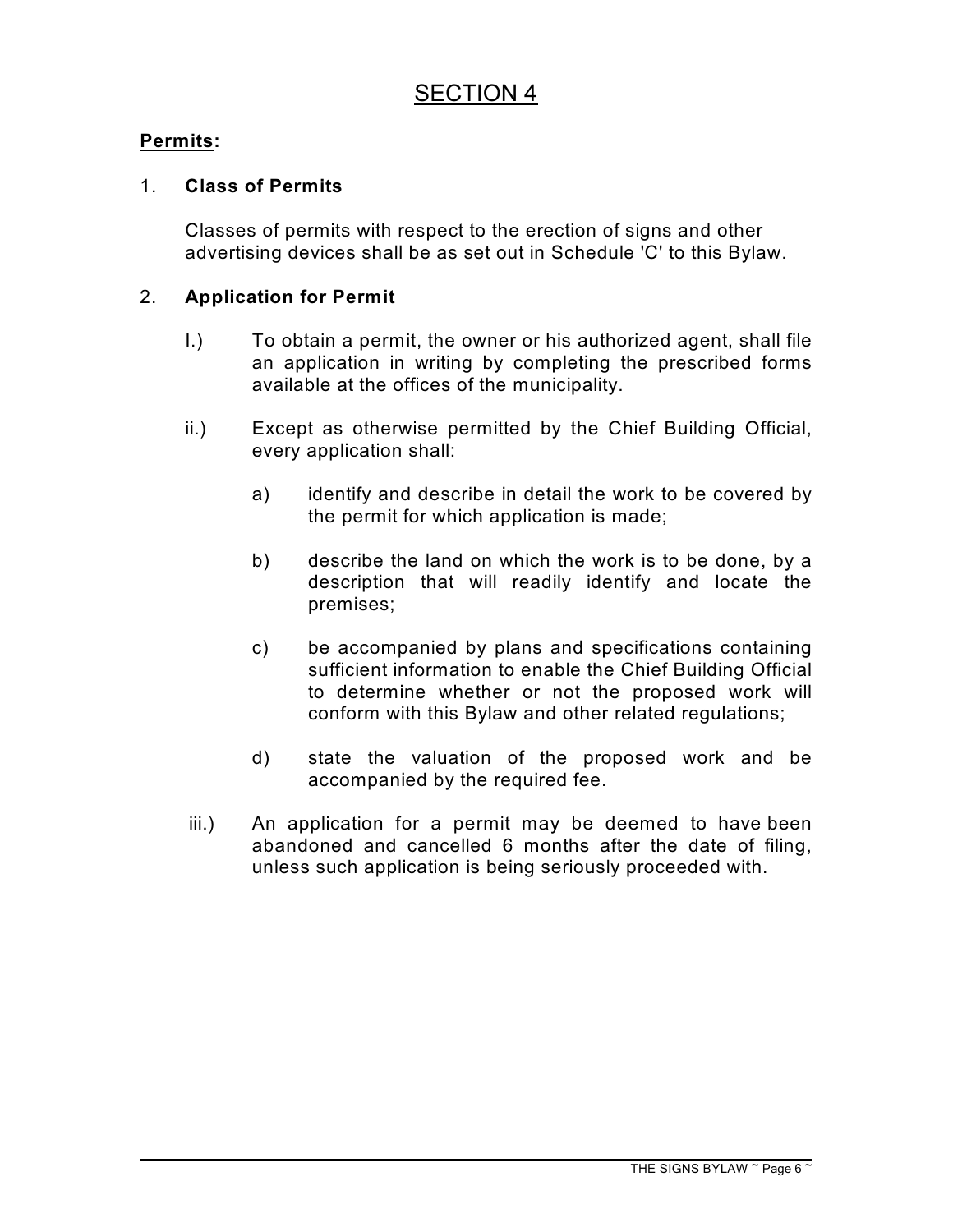# SECTION 4

**Permits:**

1. **Class of Permits**

   Classes of permits with respect to the erection of signs and other advertising devices shall be as set out in Schedule 'C' to this Bylaw.

2. **Application for Permit**

   I.) To obtain a permit, the owner or his authorized agent, shall file an application in writing by completing the prescribed forms available at the offices of the municipality.

   ii.) Except as otherwise permitted by the Chief Building Official, every application shall:

   a) identify and describe in detail the work to be covered by the permit for which application is made;

   b) describe the land on which the work is to be done, by a description that will readily identify and locate the premises;

   c) be accompanied by plans and specifications containing sufficient information to enable the Chief Building Official to determine whether or not the proposed work will conform with this Bylaw and other related regulations;

   d) state the valuation of the proposed work and be accompanied by the required fee.

   iii.) An application for a permit may be deemed to have been abandoned and cancelled 6 months after the date of filing, unless such application is being seriously proceeded with.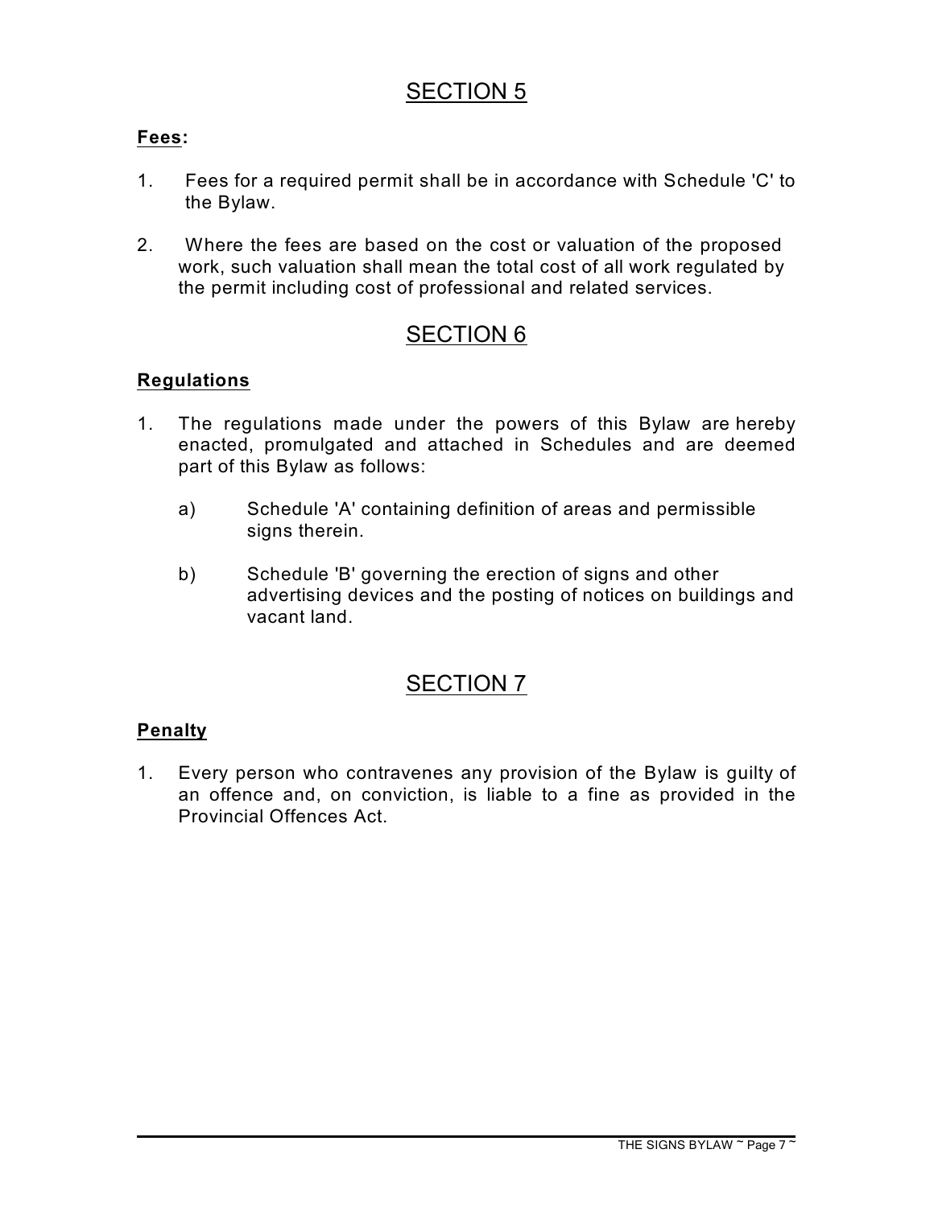## SECTION 5

**Fees:**

1. Fees for a required permit shall be in accordance with Schedule 'C' to the Bylaw.

2. Where the fees are based on the cost or valuation of the proposed work, such valuation shall mean the total cost of all work regulated by the permit including cost of professional and related services.

## SECTION 6

**Regulations**

1. The regulations made under the powers of this Bylaw are hereby enacted, promulgated and attached in Schedules and are deemed part of this Bylaw as follows:

   a) Schedule 'A' containing definition of areas and permissible signs therein.

   b) Schedule 'B' governing the erection of signs and other advertising devices and the posting of notices on buildings and vacant land.

## SECTION 7

**Penalty**

1. Every person who contravenes any provision of the Bylaw is guilty of an offence and, on conviction, is liable to a fine as provided in the Provincial Offences Act.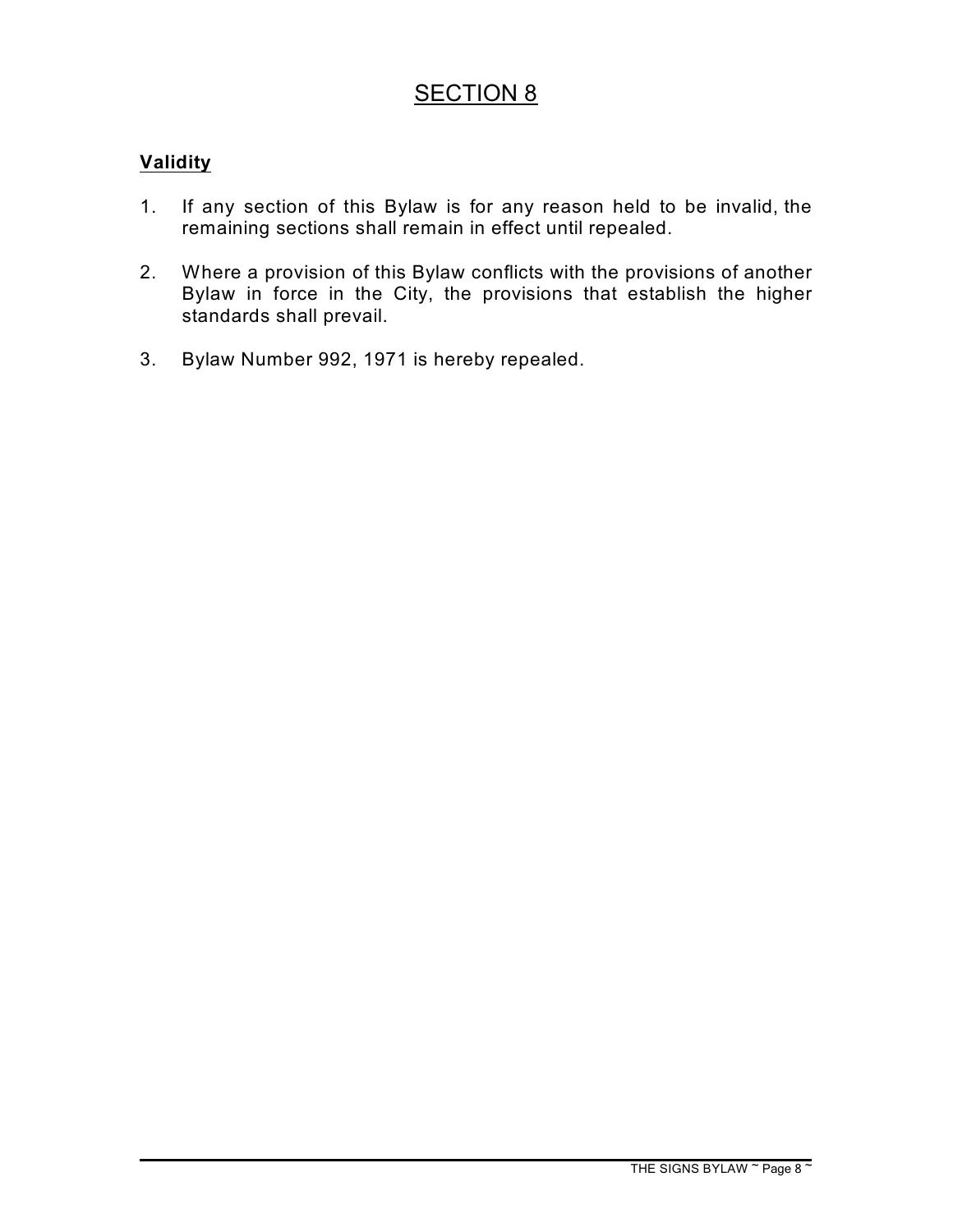# SECTION 8

**Validity**

1. If any section of this Bylaw is for any reason held to be invalid, the remaining sections shall remain in effect until repealed.

2. Where a provision of this Bylaw conflicts with the provisions of another Bylaw in force in the City, the provisions that establish the higher standards shall prevail.

3. Bylaw Number 992, 1971 is hereby repealed.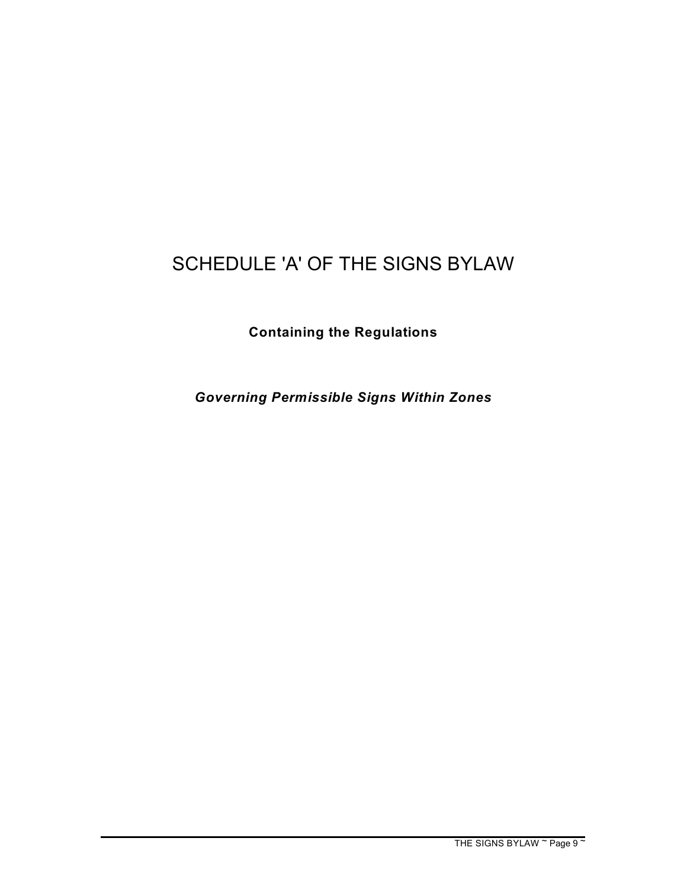# SCHEDULE 'A' OF THE SIGNS BYLAW

**Containing the Regulations**

***Governing Permissible Signs Within Zones***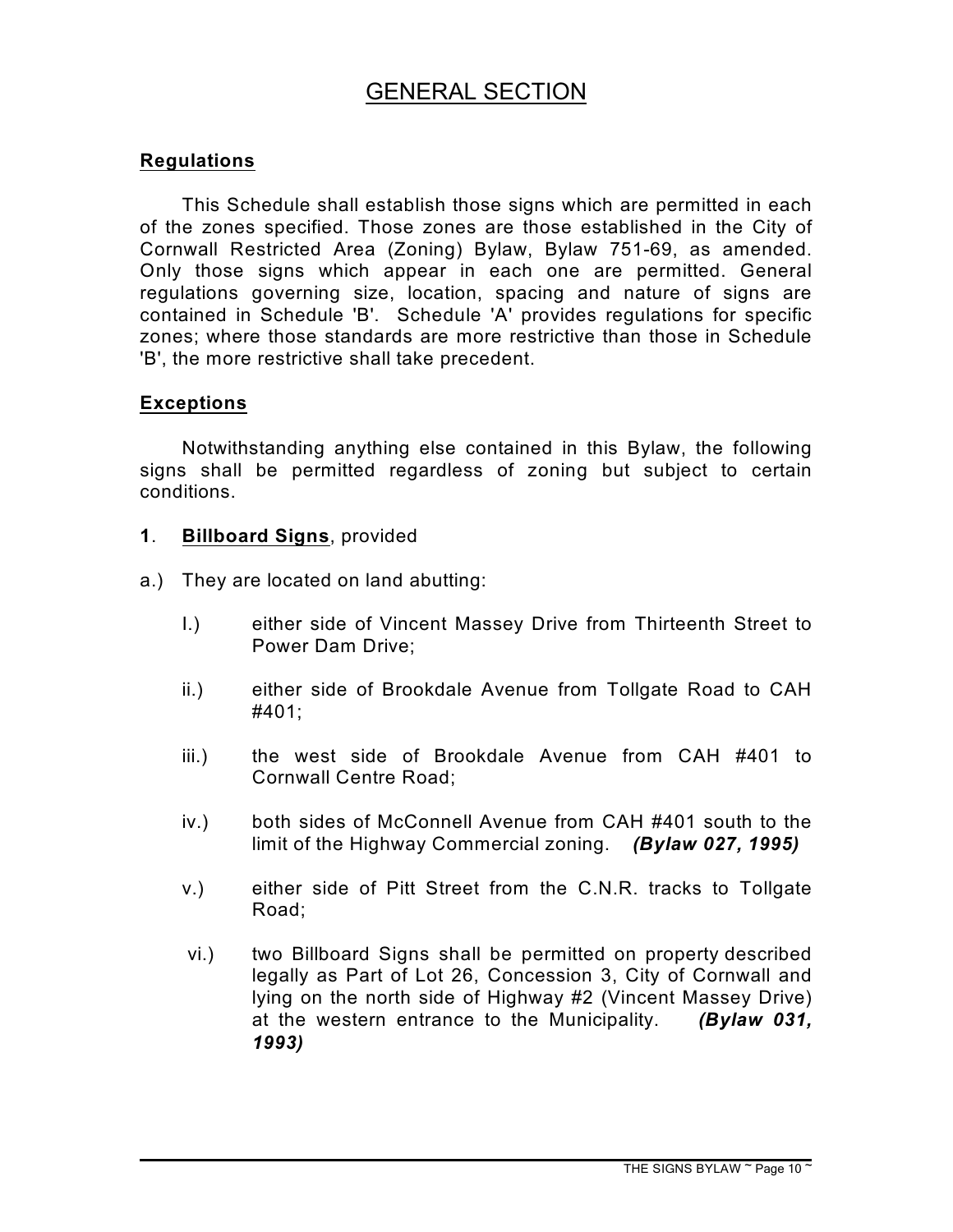# GENERAL SECTION

**Regulations**

This Schedule shall establish those signs which are permitted in each of the zones specified. Those zones are those established in the City of Cornwall Restricted Area (Zoning) Bylaw, Bylaw 751-69, as amended. Only those signs which appear in each one are permitted. General regulations governing size, location, spacing and nature of signs are contained in Schedule 'B'. Schedule 'A' provides regulations for specific zones; where those standards are more restrictive than those in Schedule 'B', the more restrictive shall take precedent.

**Exceptions**

Notwithstanding anything else contained in this Bylaw, the following signs shall be permitted regardless of zoning but subject to certain conditions.

**1**. **Billboard Signs**, provided

a.) They are located on land abutting:

- I.) either side of Vincent Massey Drive from Thirteenth Street to Power Dam Drive;
- ii.) either side of Brookdale Avenue from Tollgate Road to CAH #401;
- iii.) the west side of Brookdale Avenue from CAH #401 to Cornwall Centre Road;
- iv.) both sides of McConnell Avenue from CAH #401 south to the limit of the Highway Commercial zoning. ***(Bylaw 027, 1995)***
- v.) either side of Pitt Street from the C.N.R. tracks to Tollgate Road;
- vi.) two Billboard Signs shall be permitted on property described legally as Part of Lot 26, Concession 3, City of Cornwall and lying on the north side of Highway #2 (Vincent Massey Drive) at the western entrance to the Municipality. ***(Bylaw 031, 1993)***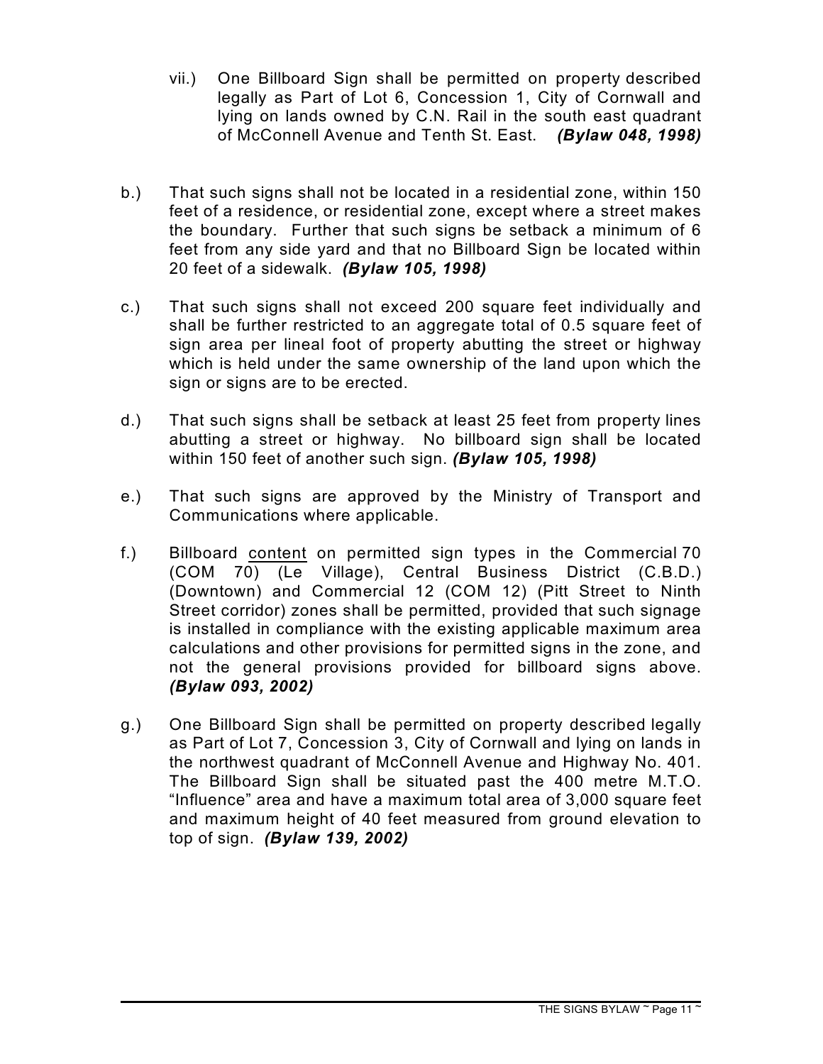vii.) One Billboard Sign shall be permitted on property described legally as Part of Lot 6, Concession 1, City of Cornwall and lying on lands owned by C.N. Rail in the south east quadrant of McConnell Avenue and Tenth St. East. ***(Bylaw 048, 1998)***

b.) That such signs shall not be located in a residential zone, within 150 feet of a residence, or residential zone, except where a street makes the boundary. Further that such signs be setback a minimum of 6 feet from any side yard and that no Billboard Sign be located within 20 feet of a sidewalk. ***(Bylaw 105, 1998)***

c.) That such signs shall not exceed 200 square feet individually and shall be further restricted to an aggregate total of 0.5 square feet of sign area per lineal foot of property abutting the street or highway which is held under the same ownership of the land upon which the sign or signs are to be erected.

d.) That such signs shall be setback at least 25 feet from property lines abutting a street or highway. No billboard sign shall be located within 150 feet of another such sign. ***(Bylaw 105, 1998)***

e.) That such signs are approved by the Ministry of Transport and Communications where applicable.

f.) Billboard <u>content</u> on permitted sign types in the Commercial 70 (COM 70) (Le Village), Central Business District (C.B.D.) (Downtown) and Commercial 12 (COM 12) (Pitt Street to Ninth Street corridor) zones shall be permitted, provided that such signage is installed in compliance with the existing applicable maximum area calculations and other provisions for permitted signs in the zone, and not the general provisions provided for billboard signs above. ***(Bylaw 093, 2002)***

g.) One Billboard Sign shall be permitted on property described legally as Part of Lot 7, Concession 3, City of Cornwall and lying on lands in the northwest quadrant of McConnell Avenue and Highway No. 401. The Billboard Sign shall be situated past the 400 metre M.T.O. "Influence" area and have a maximum total area of 3,000 square feet and maximum height of 40 feet measured from ground elevation to top of sign. ***(Bylaw 139, 2002)***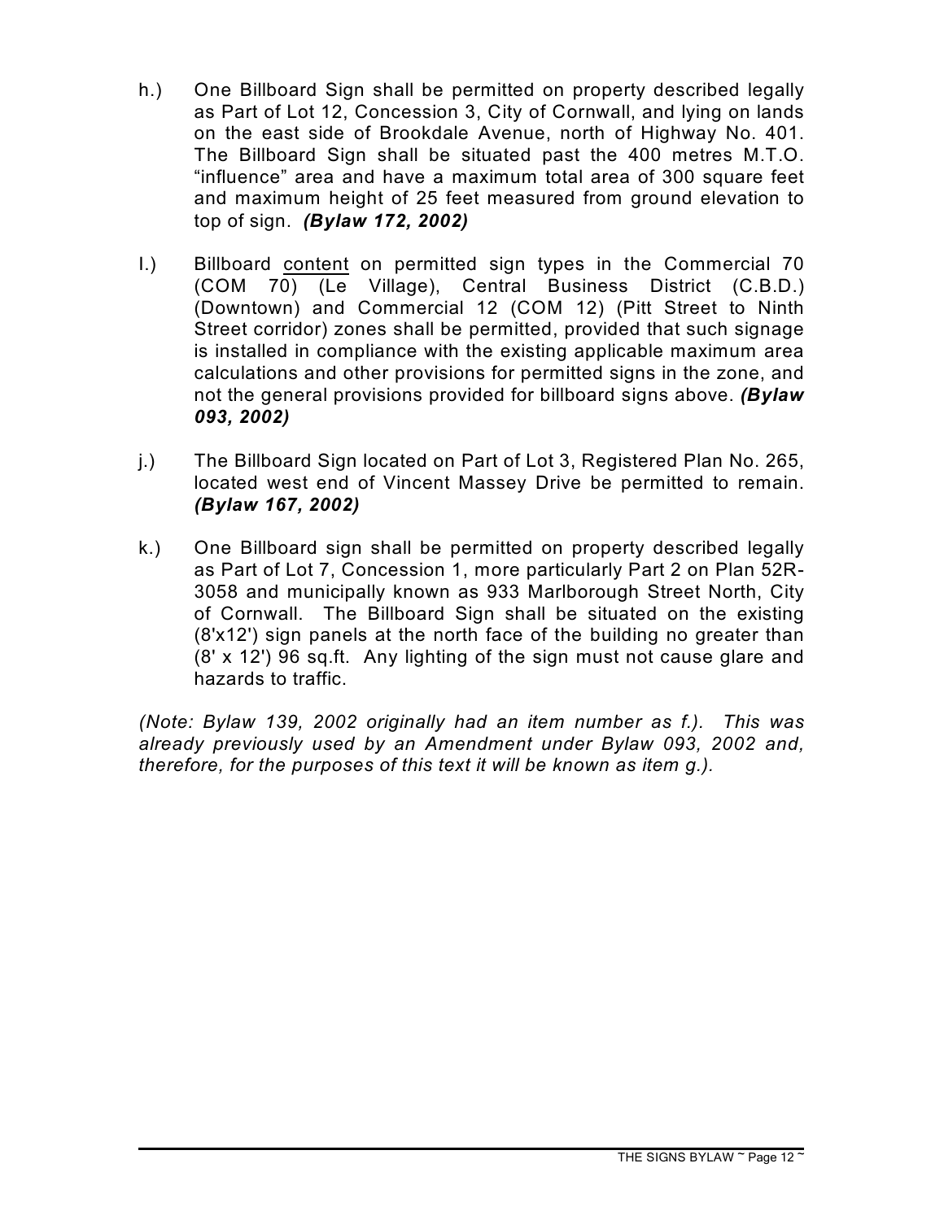h.) One Billboard Sign shall be permitted on property described legally as Part of Lot 12, Concession 3, City of Cornwall, and lying on lands on the east side of Brookdale Avenue, north of Highway No. 401. The Billboard Sign shall be situated past the 400 metres M.T.O. "influence" area and have a maximum total area of 300 square feet and maximum height of 25 feet measured from ground elevation to top of sign. ***(Bylaw 172, 2002)***

I.) Billboard <u>content</u> on permitted sign types in the Commercial 70 (COM 70) (Le Village), Central Business District (C.B.D.) (Downtown) and Commercial 12 (COM 12) (Pitt Street to Ninth Street corridor) zones shall be permitted, provided that such signage is installed in compliance with the existing applicable maximum area calculations and other provisions for permitted signs in the zone, and not the general provisions provided for billboard signs above. ***(Bylaw 093, 2002)***

j.) The Billboard Sign located on Part of Lot 3, Registered Plan No. 265, located west end of Vincent Massey Drive be permitted to remain. ***(Bylaw 167, 2002)***

k.) One Billboard sign shall be permitted on property described legally as Part of Lot 7, Concession 1, more particularly Part 2 on Plan 52R-3058 and municipally known as 933 Marlborough Street North, City of Cornwall. The Billboard Sign shall be situated on the existing (8'x12') sign panels at the north face of the building no greater than (8' x 12') 96 sq.ft. Any lighting of the sign must not cause glare and hazards to traffic.

*(Note: Bylaw 139, 2002 originally had an item number as f.). This was already previously used by an Amendment under Bylaw 093, 2002 and, therefore, for the purposes of this text it will be known as item g.).*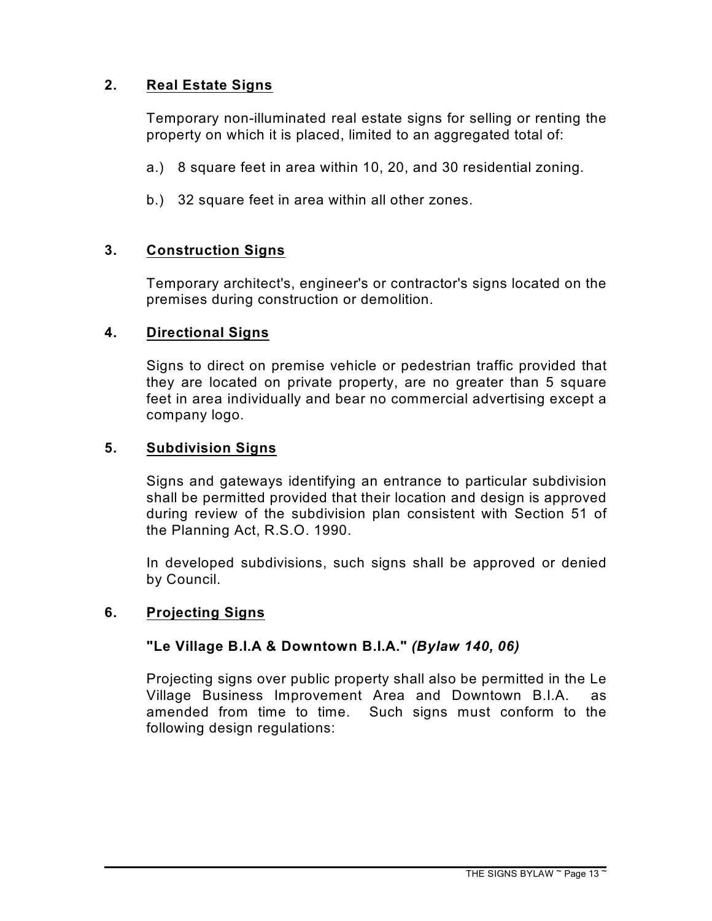## 2. Real Estate Signs

Temporary non-illuminated real estate signs for selling or renting the property on which it is placed, limited to an aggregated total of:

a.) 8 square feet in area within 10, 20, and 30 residential zoning.

b.) 32 square feet in area within all other zones.

## 3. Construction Signs

Temporary architect's, engineer's or contractor's signs located on the premises during construction or demolition.

## 4. Directional Signs

Signs to direct on premise vehicle or pedestrian traffic provided that they are located on private property, are no greater than 5 square feet in area individually and bear no commercial advertising except a company logo.

## 5. Subdivision Signs

Signs and gateways identifying an entrance to particular subdivision shall be permitted provided that their location and design is approved during review of the subdivision plan consistent with Section 51 of the Planning Act, R.S.O. 1990.

In developed subdivisions, such signs shall be approved or denied by Council.

## 6. Projecting Signs

**"Le Village B.I.A & Downtown B.I.A."** ***(Bylaw 140, 06)***

Projecting signs over public property shall also be permitted in the Le Village Business Improvement Area and Downtown B.I.A. as amended from time to time. Such signs must conform to the following design regulations: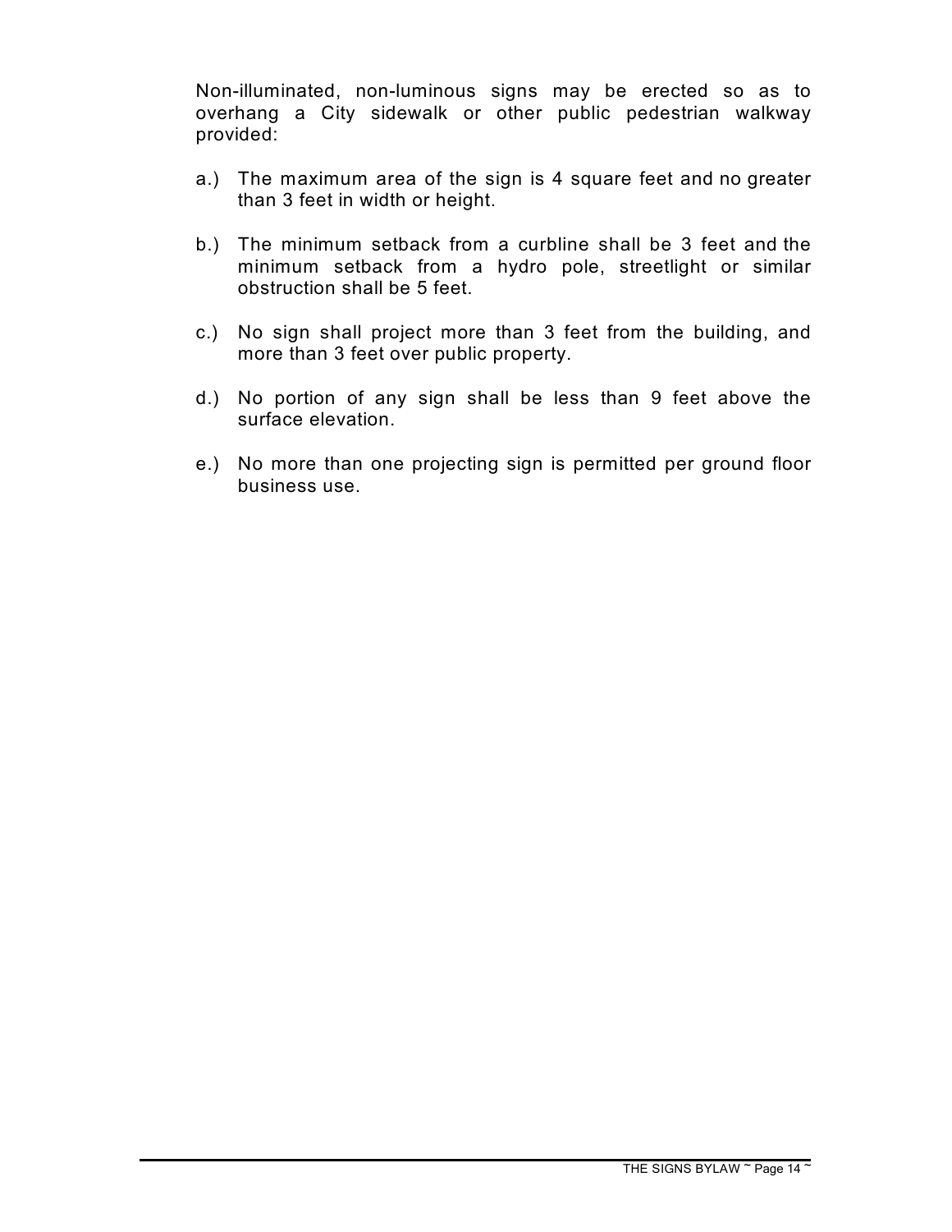Non-illuminated, non-luminous signs may be erected so as to overhang a City sidewalk or other public pedestrian walkway provided:

a.) The maximum area of the sign is 4 square feet and no greater than 3 feet in width or height.

b.) The minimum setback from a curbline shall be 3 feet and the minimum setback from a hydro pole, streetlight or similar obstruction shall be 5 feet.

c.) No sign shall project more than 3 feet from the building, and more than 3 feet over public property.

d.) No portion of any sign shall be less than 9 feet above the surface elevation.

e.) No more than one projecting sign is permitted per ground floor business use.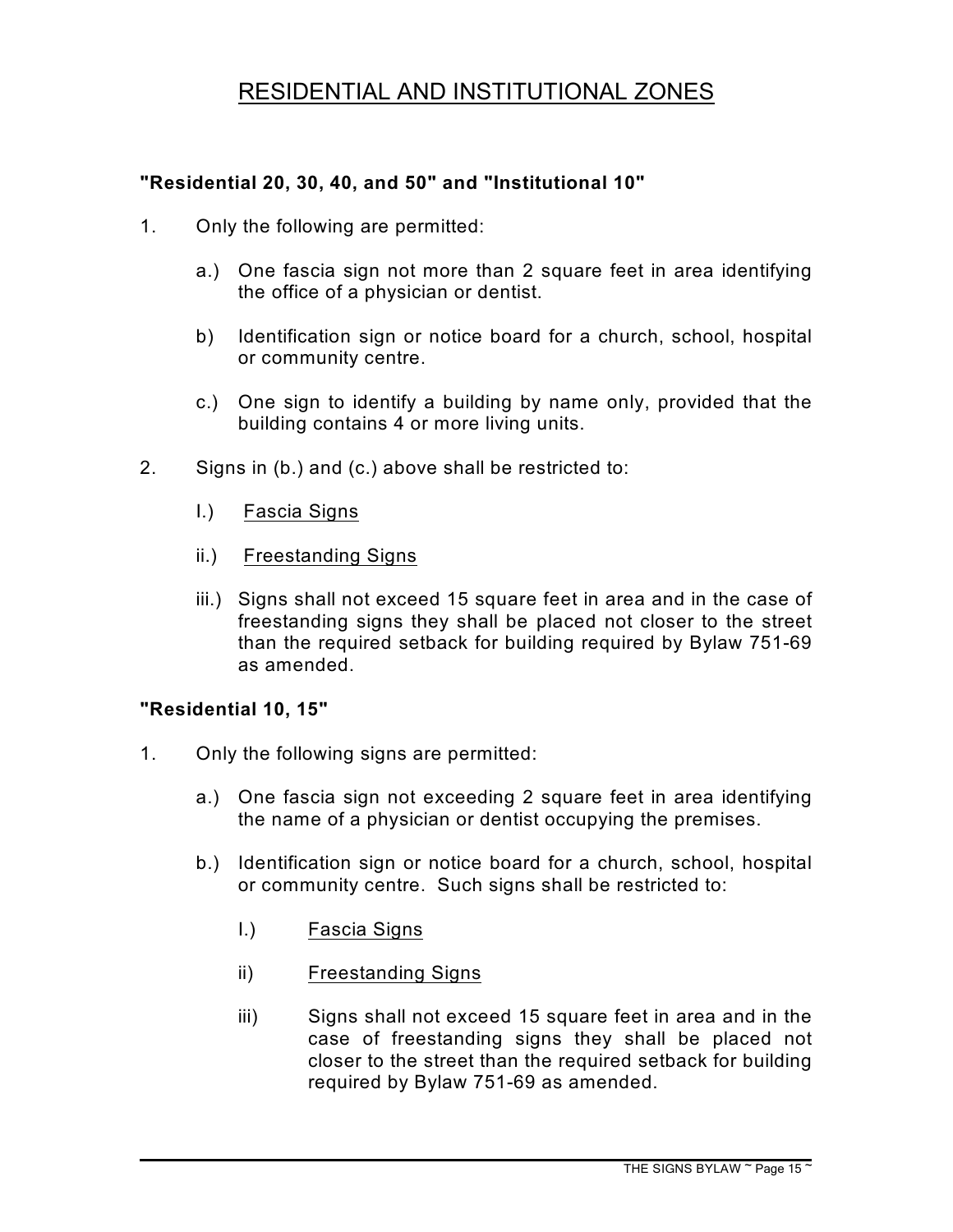# RESIDENTIAL AND INSTITUTIONAL ZONES

**"Residential 20, 30, 40, and 50" and "Institutional 10"**

1. Only the following are permitted:

   a.) One fascia sign not more than 2 square feet in area identifying the office of a physician or dentist.

   b) Identification sign or notice board for a church, school, hospital or community centre.

   c.) One sign to identify a building by name only, provided that the building contains 4 or more living units.

2. Signs in (b.) and (c.) above shall be restricted to:

   I.) Fascia Signs

   ii.) Freestanding Signs

   iii.) Signs shall not exceed 15 square feet in area and in the case of freestanding signs they shall be placed not closer to the street than the required setback for building required by Bylaw 751-69 as amended.

**"Residential 10, 15"**

1. Only the following signs are permitted:

   a.) One fascia sign not exceeding 2 square feet in area identifying the name of a physician or dentist occupying the premises.

   b.) Identification sign or notice board for a church, school, hospital or community centre. Such signs shall be restricted to:

      I.) Fascia Signs

      ii) Freestanding Signs

      iii) Signs shall not exceed 15 square feet in area and in the case of freestanding signs they shall be placed not closer to the street than the required setback for building required by Bylaw 751-69 as amended.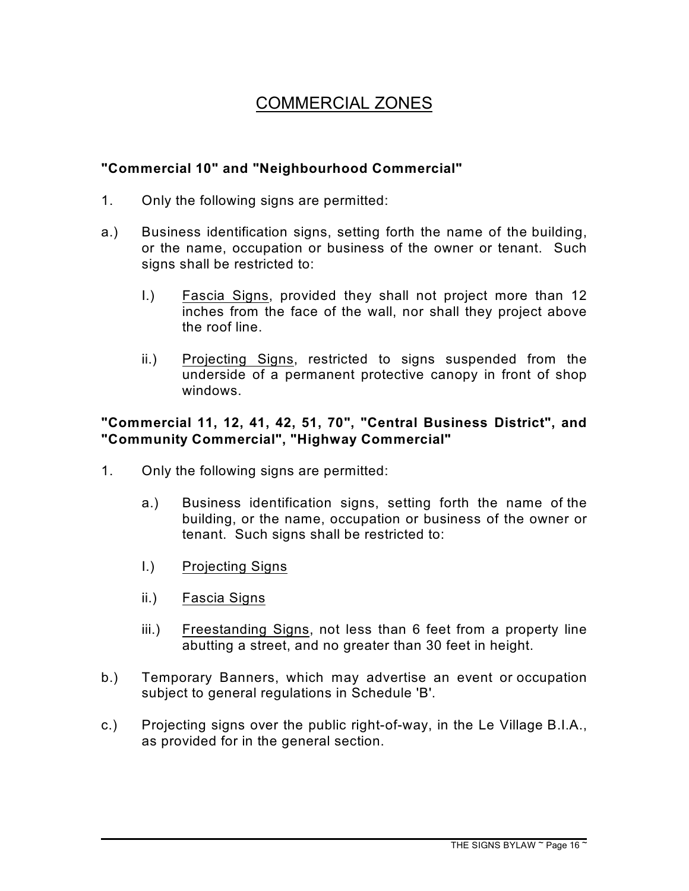# COMMERCIAL ZONES

**"Commercial 10" and "Neighbourhood Commercial"**

1. Only the following signs are permitted:

a.) Business identification signs, setting forth the name of the building, or the name, occupation or business of the owner or tenant. Such signs shall be restricted to:

   I.) Fascia Signs, provided they shall not project more than 12 inches from the face of the wall, nor shall they project above the roof line.

   ii.) Projecting Signs, restricted to signs suspended from the underside of a permanent protective canopy in front of shop windows.

**"Commercial 11, 12, 41, 42, 51, 70", "Central Business District", and "Community Commercial", "Highway Commercial"**

1. Only the following signs are permitted:

   a.) Business identification signs, setting forth the name of the building, or the name, occupation or business of the owner or tenant. Such signs shall be restricted to:

   I.) Projecting Signs

   ii.) Fascia Signs

   iii.) Freestanding Signs, not less than 6 feet from a property line abutting a street, and no greater than 30 feet in height.

b.) Temporary Banners, which may advertise an event or occupation subject to general regulations in Schedule 'B'.

c.) Projecting signs over the public right-of-way, in the Le Village B.I.A., as provided for in the general section.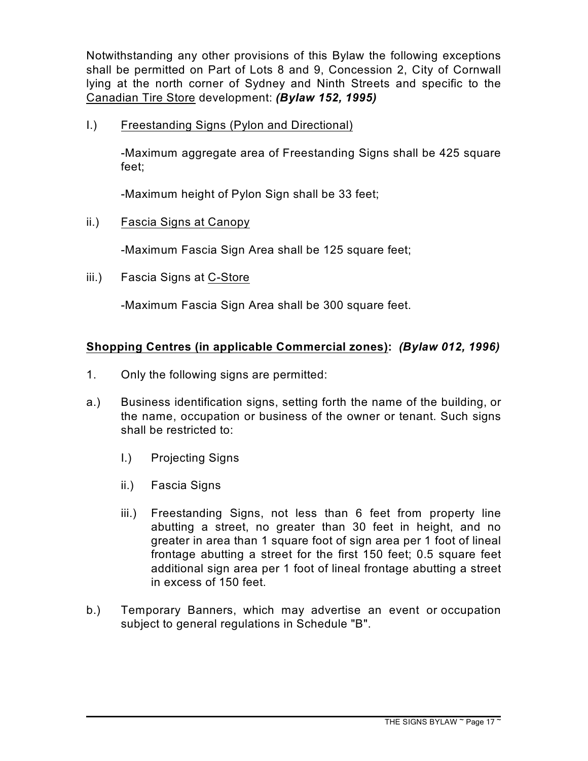Notwithstanding any other provisions of this Bylaw the following exceptions shall be permitted on Part of Lots 8 and 9, Concession 2, City of Cornwall lying at the north corner of Sydney and Ninth Streets and specific to the <u>Canadian Tire Store</u> development: ***(Bylaw 152, 1995)***

I.) <u>Freestanding Signs (Pylon and Directional)</u>

-Maximum aggregate area of Freestanding Signs shall be 425 square feet;

-Maximum height of Pylon Sign shall be 33 feet;

ii.) <u>Fascia Signs at Canopy</u>

-Maximum Fascia Sign Area shall be 125 square feet;

iii.) Fascia Signs at <u>C-Store</u>

-Maximum Fascia Sign Area shall be 300 square feet.

**<u>Shopping Centres (in applicable Commercial zones)</u>:** ***(Bylaw 012, 1996)***

1. Only the following signs are permitted:

a.) Business identification signs, setting forth the name of the building, or the name, occupation or business of the owner or tenant. Such signs shall be restricted to:

   I.) Projecting Signs

   ii.) Fascia Signs

   iii.) Freestanding Signs, not less than 6 feet from property line abutting a street, no greater than 30 feet in height, and no greater in area than 1 square foot of sign area per 1 foot of lineal frontage abutting a street for the first 150 feet; 0.5 square feet additional sign area per 1 foot of lineal frontage abutting a street in excess of 150 feet.

b.) Temporary Banners, which may advertise an event or occupation subject to general regulations in Schedule "B".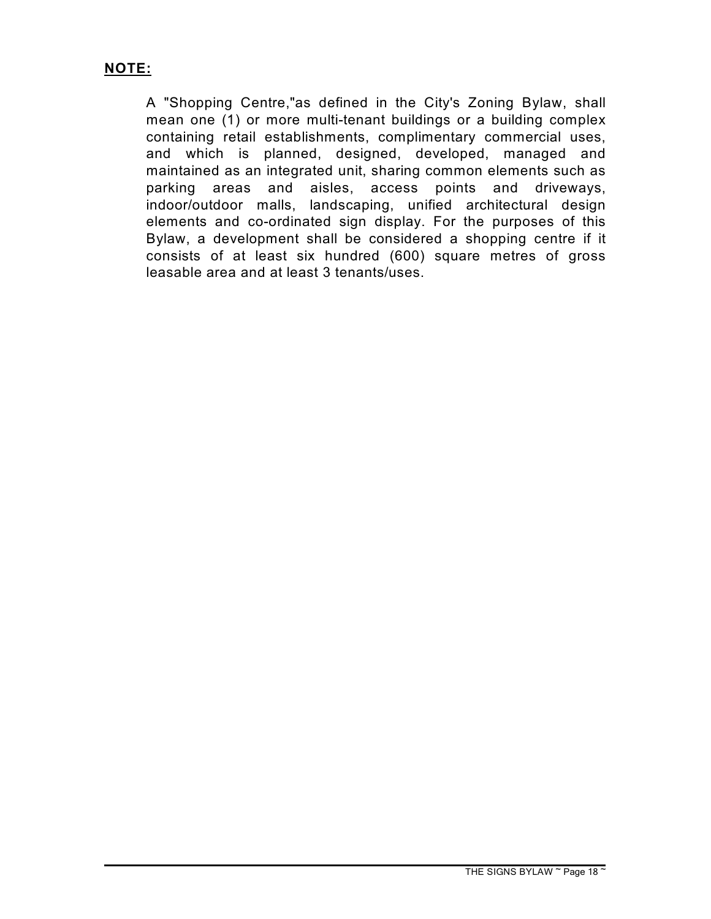**NOTE:**

A "Shopping Centre,"as defined in the City's Zoning Bylaw, shall mean one (1) or more multi-tenant buildings or a building complex containing retail establishments, complimentary commercial uses, and which is planned, designed, developed, managed and maintained as an integrated unit, sharing common elements such as parking areas and aisles, access points and driveways, indoor/outdoor malls, landscaping, unified architectural design elements and co-ordinated sign display. For the purposes of this Bylaw, a development shall be considered a shopping centre if it consists of at least six hundred (600) square metres of gross leasable area and at least 3 tenants/uses.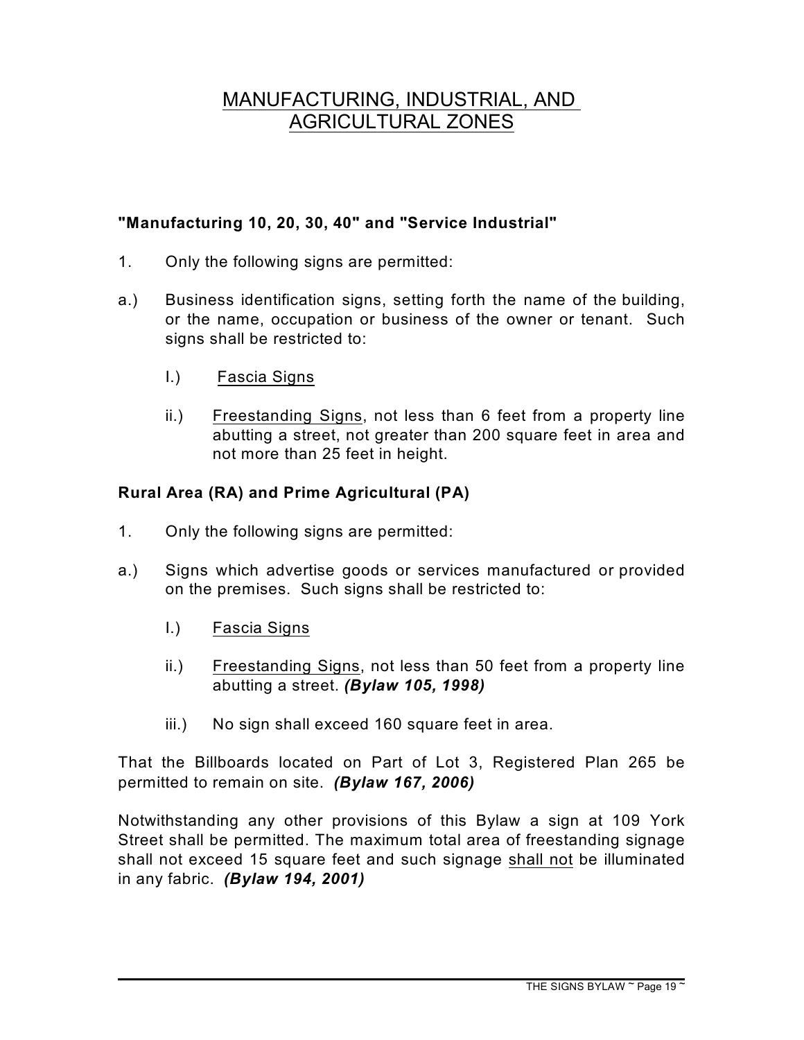# MANUFACTURING, INDUSTRIAL, AND AGRICULTURAL ZONES

**"Manufacturing 10, 20, 30, 40" and "Service Industrial"**

1. Only the following signs are permitted:

a.) Business identification signs, setting forth the name of the building, or the name, occupation or business of the owner or tenant. Such signs shall be restricted to:

   I.) Fascia Signs

   ii.) Freestanding Signs, not less than 6 feet from a property line abutting a street, not greater than 200 square feet in area and not more than 25 feet in height.

**Rural Area (RA) and Prime Agricultural (PA)**

1. Only the following signs are permitted:

a.) Signs which advertise goods or services manufactured or provided on the premises. Such signs shall be restricted to:

   I.) Fascia Signs

   ii.) Freestanding Signs, not less than 50 feet from a property line abutting a street. ***(Bylaw 105, 1998)***

   iii.) No sign shall exceed 160 square feet in area.

That the Billboards located on Part of Lot 3, Registered Plan 265 be permitted to remain on site. ***(Bylaw 167, 2006)***

Notwithstanding any other provisions of this Bylaw a sign at 109 York Street shall be permitted. The maximum total area of freestanding signage shall not exceed 15 square feet and such signage shall not be illuminated in any fabric. ***(Bylaw 194, 2001)***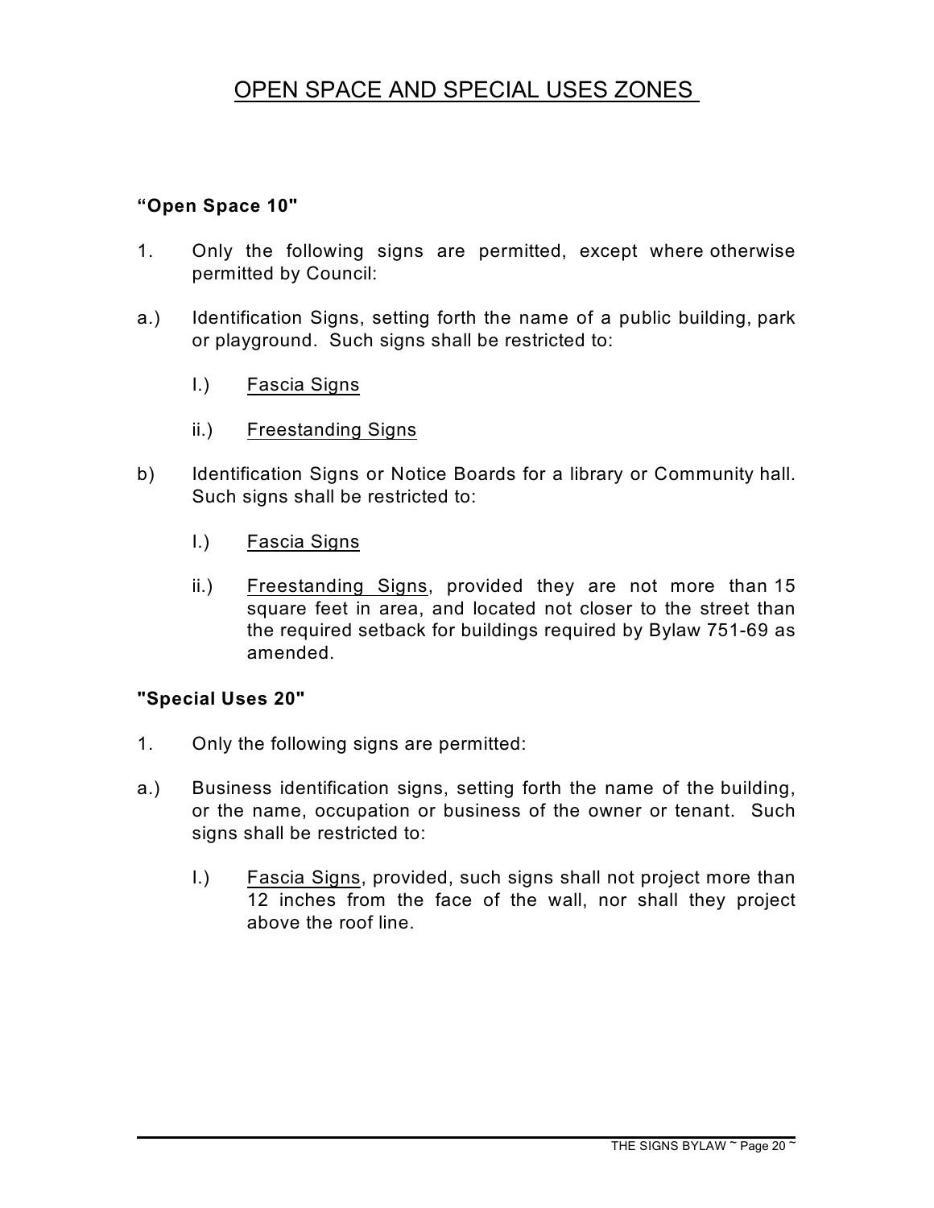# OPEN SPACE AND SPECIAL USES ZONES

**“Open Space 10"**

1. Only the following signs are permitted, except where otherwise permitted by Council:

a.) Identification Signs, setting forth the name of a public building, park or playground. Such signs shall be restricted to:

- I.) Fascia Signs
- ii.) Freestanding Signs

b) Identification Signs or Notice Boards for a library or Community hall. Such signs shall be restricted to:

- I.) Fascia Signs
- ii.) Freestanding Signs, provided they are not more than 15 square feet in area, and located not closer to the street than the required setback for buildings required by Bylaw 751-69 as amended.

**"Special Uses 20"**

1. Only the following signs are permitted:

a.) Business identification signs, setting forth the name of the building, or the name, occupation or business of the owner or tenant. Such signs shall be restricted to:

- I.) Fascia Signs, provided, such signs shall not project more than 12 inches from the face of the wall, nor shall they project above the roof line.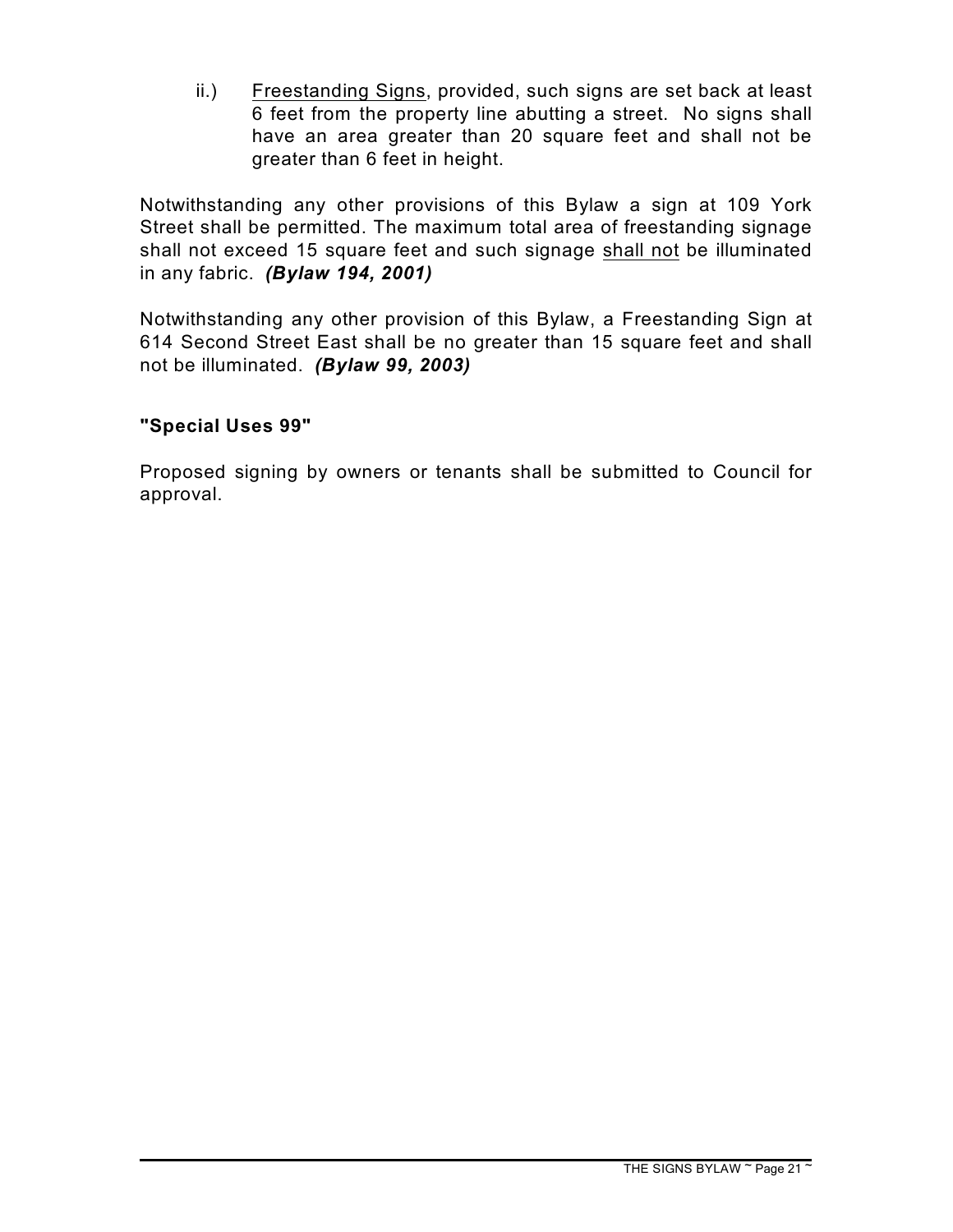ii.) Freestanding Signs, provided, such signs are set back at least 6 feet from the property line abutting a street. No signs shall have an area greater than 20 square feet and shall not be greater than 6 feet in height.

Notwithstanding any other provisions of this Bylaw a sign at 109 York Street shall be permitted. The maximum total area of freestanding signage shall not exceed 15 square feet and such signage shall not be illuminated in any fabric. ***(Bylaw 194, 2001)***

Notwithstanding any other provision of this Bylaw, a Freestanding Sign at 614 Second Street East shall be no greater than 15 square feet and shall not be illuminated. ***(Bylaw 99, 2003)***

**"Special Uses 99"**

Proposed signing by owners or tenants shall be submitted to Council for approval.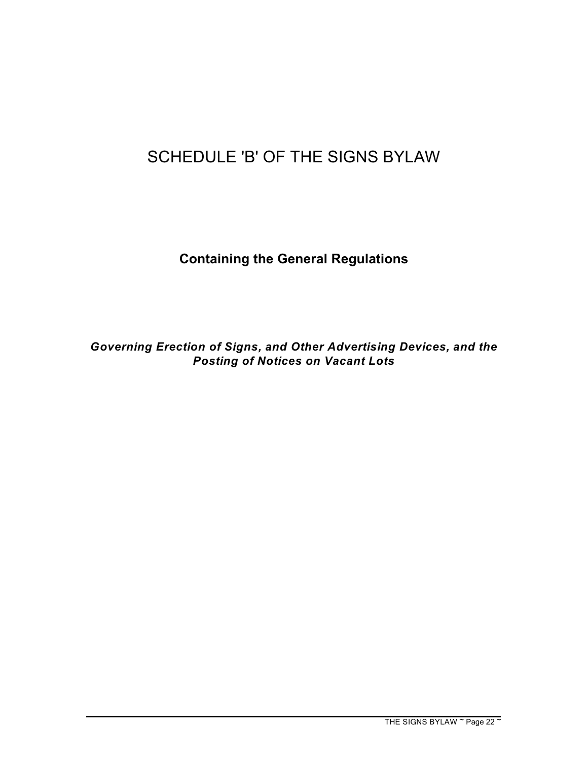# SCHEDULE 'B' OF THE SIGNS BYLAW

**Containing the General Regulations**

***Governing Erection of Signs, and Other Advertising Devices, and the Posting of Notices on Vacant Lots***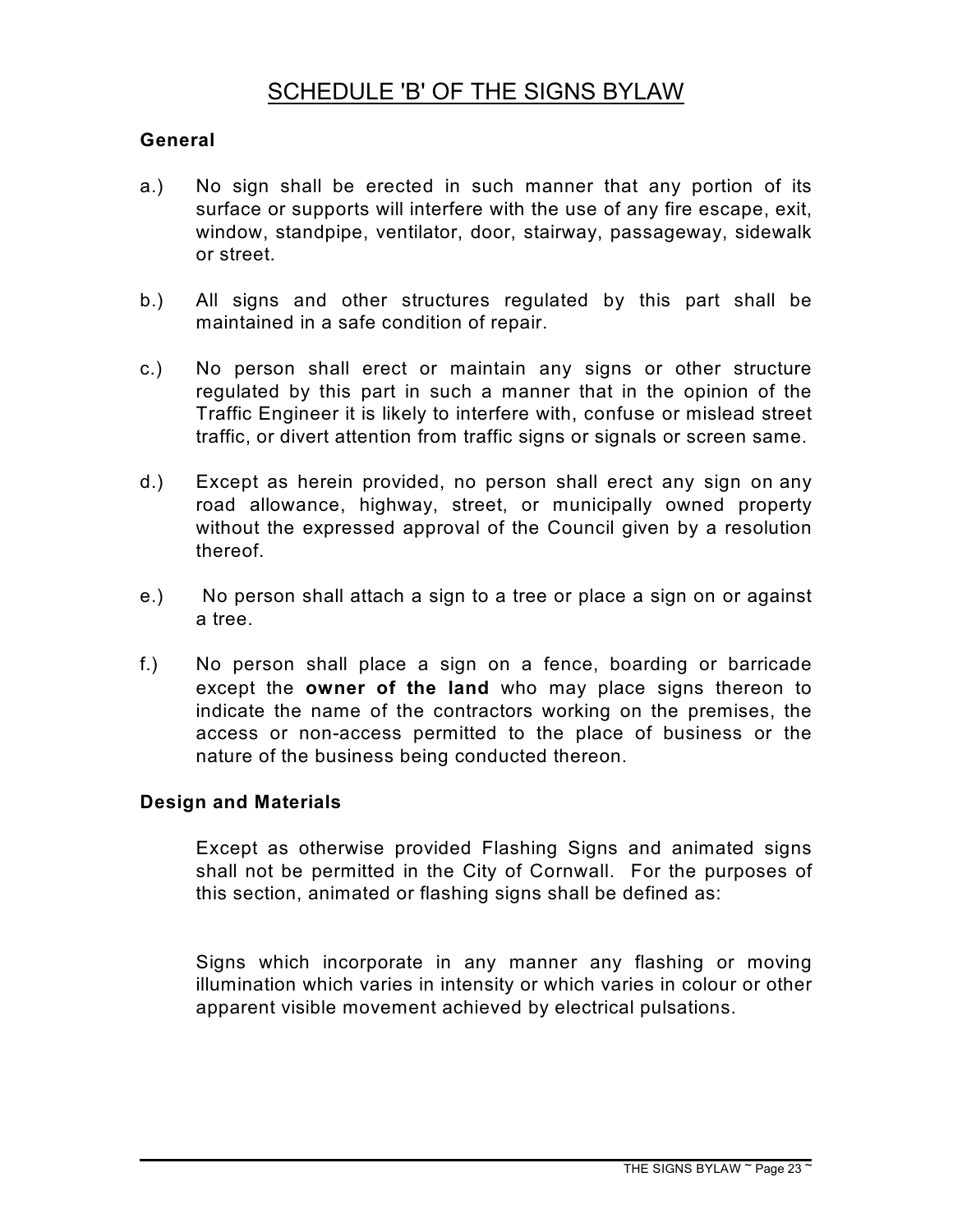# SCHEDULE 'B' OF THE SIGNS BYLAW

**General**

a.) No sign shall be erected in such manner that any portion of its surface or supports will interfere with the use of any fire escape, exit, window, standpipe, ventilator, door, stairway, passageway, sidewalk or street.

b.) All signs and other structures regulated by this part shall be maintained in a safe condition of repair.

c.) No person shall erect or maintain any signs or other structure regulated by this part in such a manner that in the opinion of the Traffic Engineer it is likely to interfere with, confuse or mislead street traffic, or divert attention from traffic signs or signals or screen same.

d.) Except as herein provided, no person shall erect any sign on any road allowance, highway, street, or municipally owned property without the expressed approval of the Council given by a resolution thereof.

e.) No person shall attach a sign to a tree or place a sign on or against a tree.

f.) No person shall place a sign on a fence, boarding or barricade except the **owner of the land** who may place signs thereon to indicate the name of the contractors working on the premises, the access or non-access permitted to the place of business or the nature of the business being conducted thereon.

**Design and Materials**

Except as otherwise provided Flashing Signs and animated signs shall not be permitted in the City of Cornwall. For the purposes of this section, animated or flashing signs shall be defined as:

Signs which incorporate in any manner any flashing or moving illumination which varies in intensity or which varies in colour or other apparent visible movement achieved by electrical pulsations.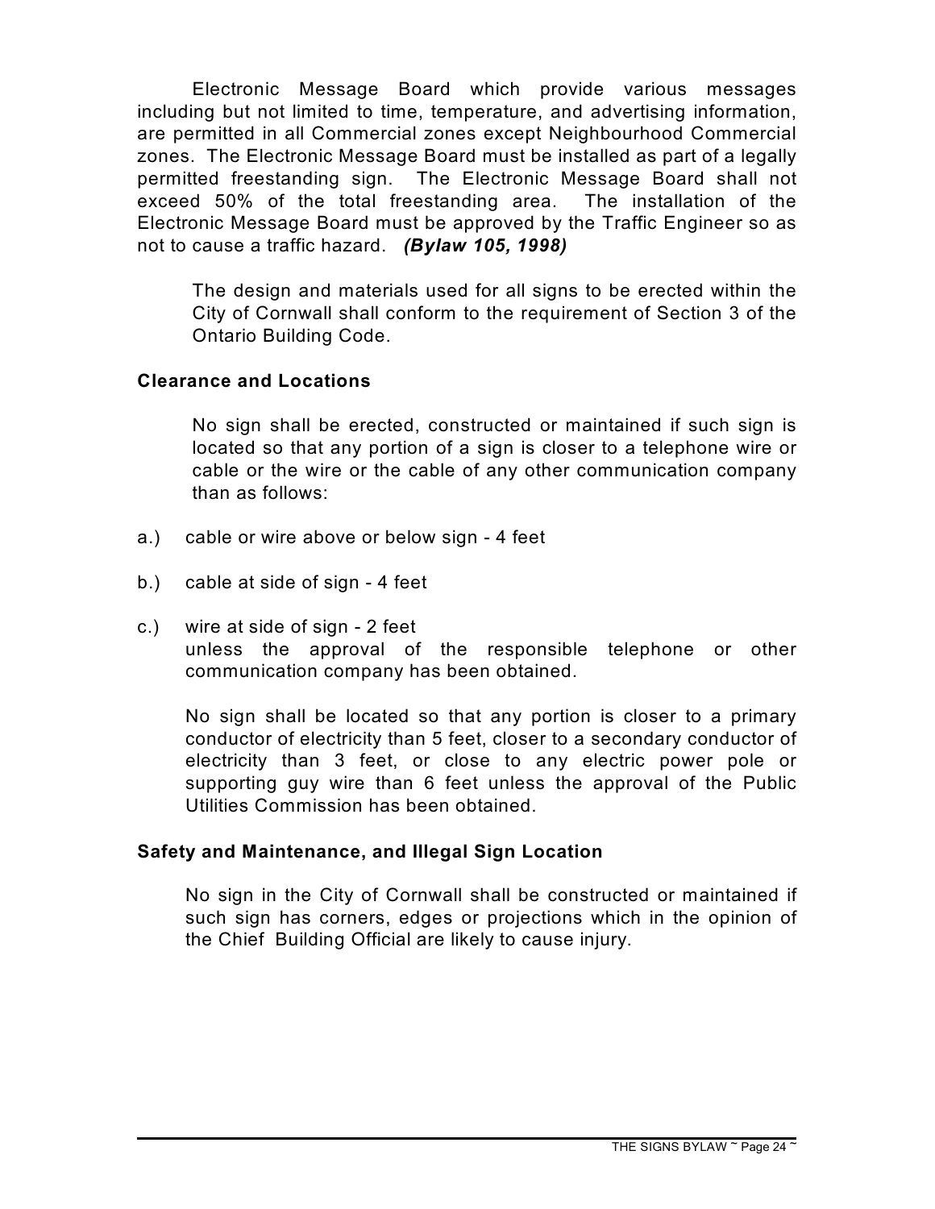Electronic Message Board which provide various messages including but not limited to time, temperature, and advertising information, are permitted in all Commercial zones except Neighbourhood Commercial zones. The Electronic Message Board must be installed as part of a legally permitted freestanding sign. The Electronic Message Board shall not exceed 50% of the total freestanding area. The installation of the Electronic Message Board must be approved by the Traffic Engineer so as not to cause a traffic hazard. ***(Bylaw 105, 1998)***

The design and materials used for all signs to be erected within the City of Cornwall shall conform to the requirement of Section 3 of the Ontario Building Code.

**Clearance and Locations**

No sign shall be erected, constructed or maintained if such sign is located so that any portion of a sign is closer to a telephone wire or cable or the wire or the cable of any other communication company than as follows:

a.) cable or wire above or below sign - 4 feet

b.) cable at side of sign - 4 feet

c.) wire at side of sign - 2 feet
unless the approval of the responsible telephone or other communication company has been obtained.

No sign shall be located so that any portion is closer to a primary conductor of electricity than 5 feet, closer to a secondary conductor of electricity than 3 feet, or close to any electric power pole or supporting guy wire than 6 feet unless the approval of the Public Utilities Commission has been obtained.

**Safety and Maintenance, and Illegal Sign Location**

No sign in the City of Cornwall shall be constructed or maintained if such sign has corners, edges or projections which in the opinion of the Chief Building Official are likely to cause injury.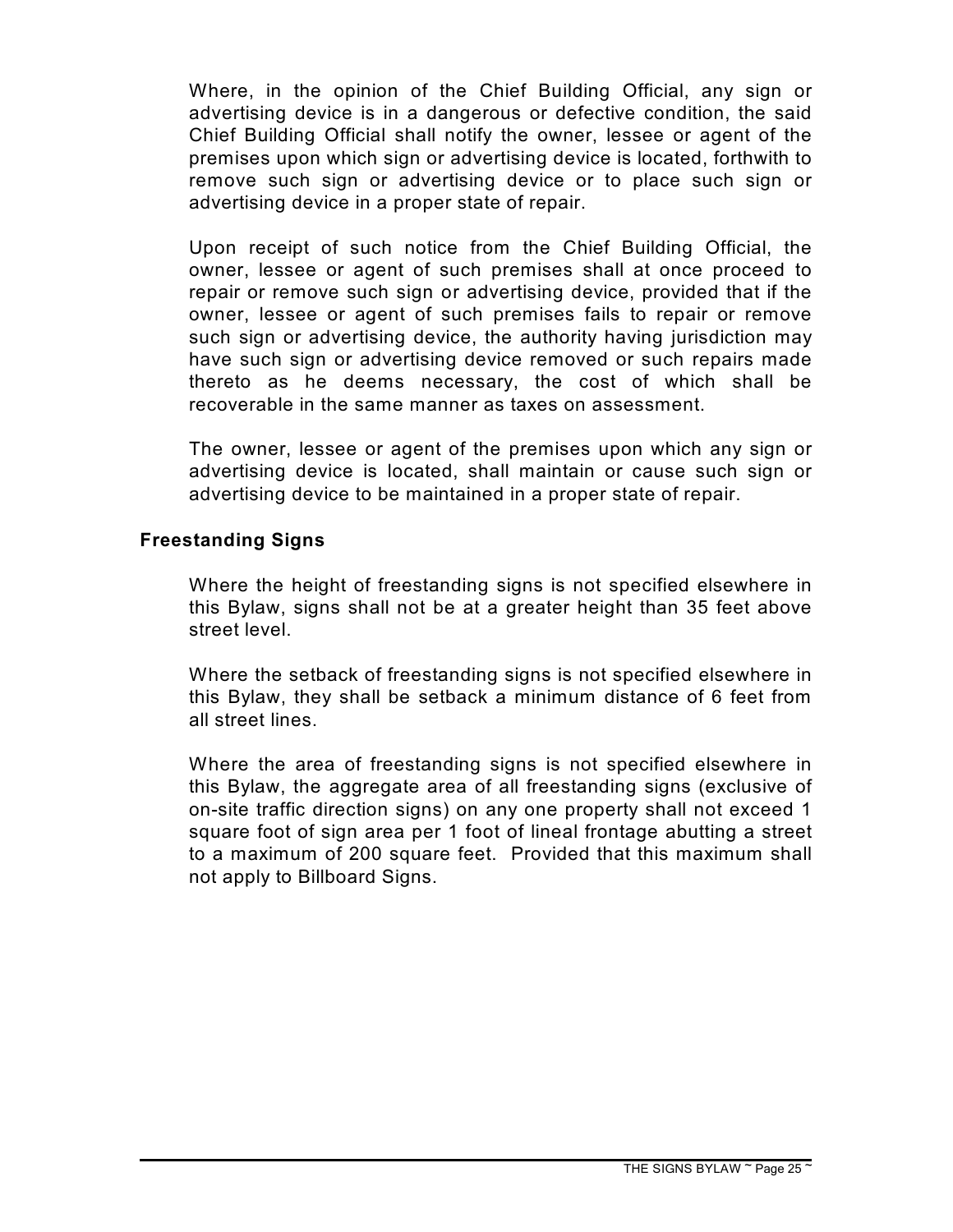Where, in the opinion of the Chief Building Official, any sign or advertising device is in a dangerous or defective condition, the said Chief Building Official shall notify the owner, lessee or agent of the premises upon which sign or advertising device is located, forthwith to remove such sign or advertising device or to place such sign or advertising device in a proper state of repair.

Upon receipt of such notice from the Chief Building Official, the owner, lessee or agent of such premises shall at once proceed to repair or remove such sign or advertising device, provided that if the owner, lessee or agent of such premises fails to repair or remove such sign or advertising device, the authority having jurisdiction may have such sign or advertising device removed or such repairs made thereto as he deems necessary, the cost of which shall be recoverable in the same manner as taxes on assessment.

The owner, lessee or agent of the premises upon which any sign or advertising device is located, shall maintain or cause such sign or advertising device to be maintained in a proper state of repair.

**Freestanding Signs**

Where the height of freestanding signs is not specified elsewhere in this Bylaw, signs shall not be at a greater height than 35 feet above street level.

Where the setback of freestanding signs is not specified elsewhere in this Bylaw, they shall be setback a minimum distance of 6 feet from all street lines.

Where the area of freestanding signs is not specified elsewhere in this Bylaw, the aggregate area of all freestanding signs (exclusive of on-site traffic direction signs) on any one property shall not exceed 1 square foot of sign area per 1 foot of lineal frontage abutting a street to a maximum of 200 square feet. Provided that this maximum shall not apply to Billboard Signs.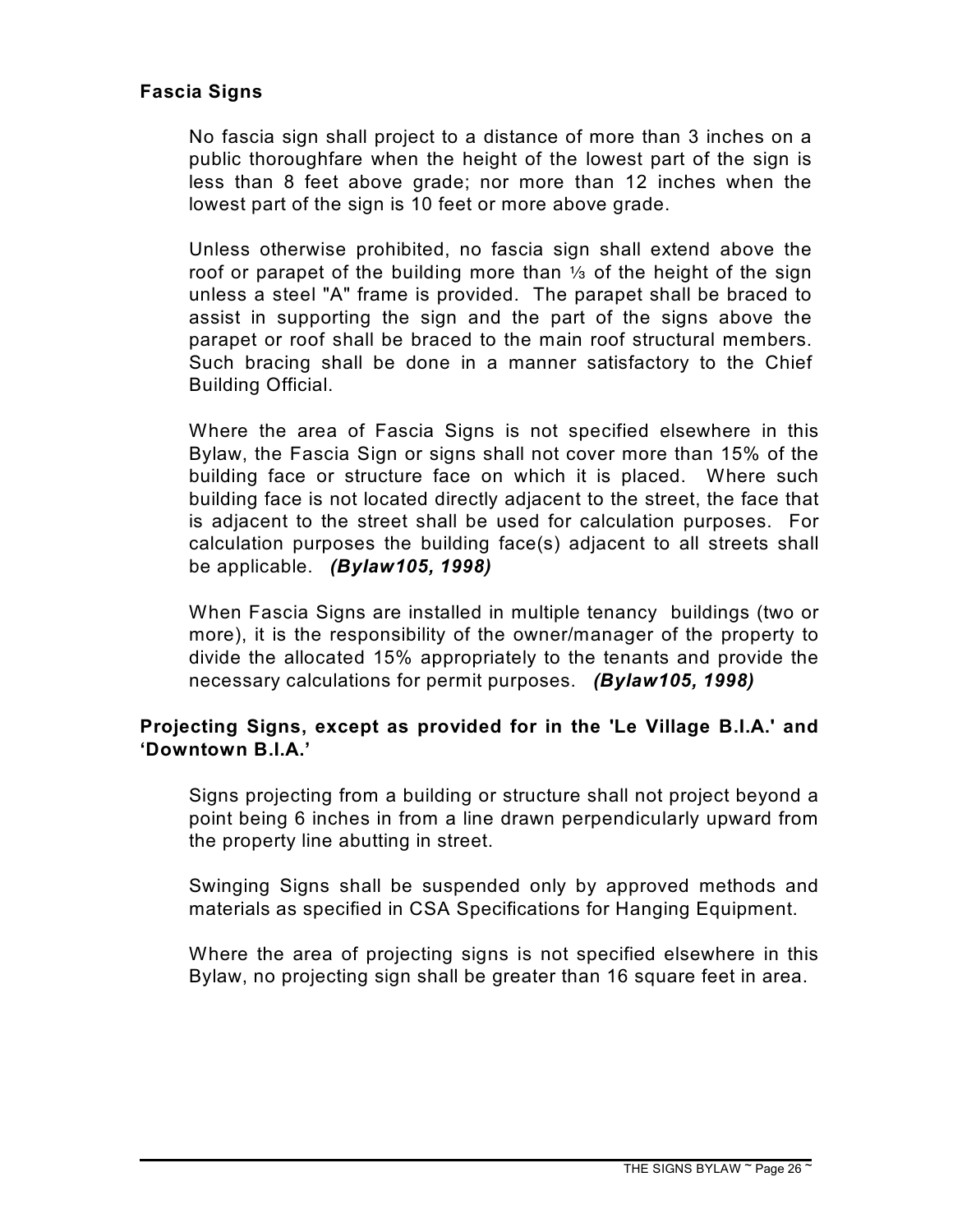### Fascia Signs

No fascia sign shall project to a distance of more than 3 inches on a public thoroughfare when the height of the lowest part of the sign is less than 8 feet above grade; nor more than 12 inches when the lowest part of the sign is 10 feet or more above grade.

Unless otherwise prohibited, no fascia sign shall extend above the roof or parapet of the building more than ⅓ of the height of the sign unless a steel "A" frame is provided. The parapet shall be braced to assist in supporting the sign and the part of the signs above the parapet or roof shall be braced to the main roof structural members. Such bracing shall be done in a manner satisfactory to the Chief Building Official.

Where the area of Fascia Signs is not specified elsewhere in this Bylaw, the Fascia Sign or signs shall not cover more than 15% of the building face or structure face on which it is placed. Where such building face is not located directly adjacent to the street, the face that is adjacent to the street shall be used for calculation purposes. For calculation purposes the building face(s) adjacent to all streets shall be applicable. ***(Bylaw105, 1998)***

When Fascia Signs are installed in multiple tenancy buildings (two or more), it is the responsibility of the owner/manager of the property to divide the allocated 15% appropriately to the tenants and provide the necessary calculations for permit purposes. ***(Bylaw105, 1998)***

### Projecting Signs, except as provided for in the 'Le Village B.I.A.' and 'Downtown B.I.A.'

Signs projecting from a building or structure shall not project beyond a point being 6 inches in from a line drawn perpendicularly upward from the property line abutting in street.

Swinging Signs shall be suspended only by approved methods and materials as specified in CSA Specifications for Hanging Equipment.

Where the area of projecting signs is not specified elsewhere in this Bylaw, no projecting sign shall be greater than 16 square feet in area.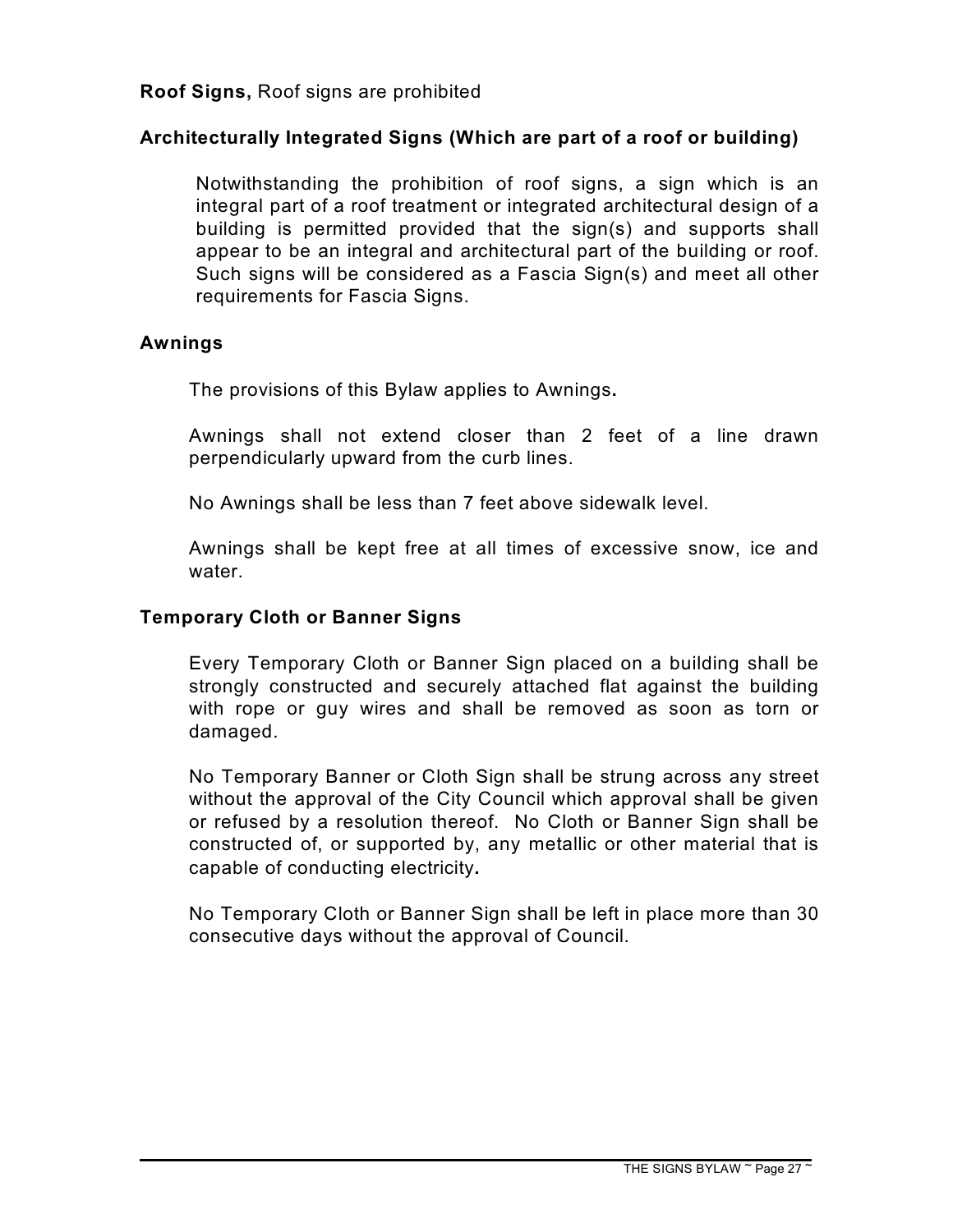**Roof Signs,** Roof signs are prohibited

### Architecturally Integrated Signs (Which are part of a roof or building)

Notwithstanding the prohibition of roof signs, a sign which is an integral part of a roof treatment or integrated architectural design of a building is permitted provided that the sign(s) and supports shall appear to be an integral and architectural part of the building or roof. Such signs will be considered as a Fascia Sign(s) and meet all other requirements for Fascia Signs.

### Awnings

The provisions of this Bylaw applies to Awnings**.**

Awnings shall not extend closer than 2 feet of a line drawn perpendicularly upward from the curb lines.

No Awnings shall be less than 7 feet above sidewalk level.

Awnings shall be kept free at all times of excessive snow, ice and water.

### Temporary Cloth or Banner Signs

Every Temporary Cloth or Banner Sign placed on a building shall be strongly constructed and securely attached flat against the building with rope or guy wires and shall be removed as soon as torn or damaged.

No Temporary Banner or Cloth Sign shall be strung across any street without the approval of the City Council which approval shall be given or refused by a resolution thereof. No Cloth or Banner Sign shall be constructed of, or supported by, any metallic or other material that is capable of conducting electricity**.**

No Temporary Cloth or Banner Sign shall be left in place more than 30 consecutive days without the approval of Council.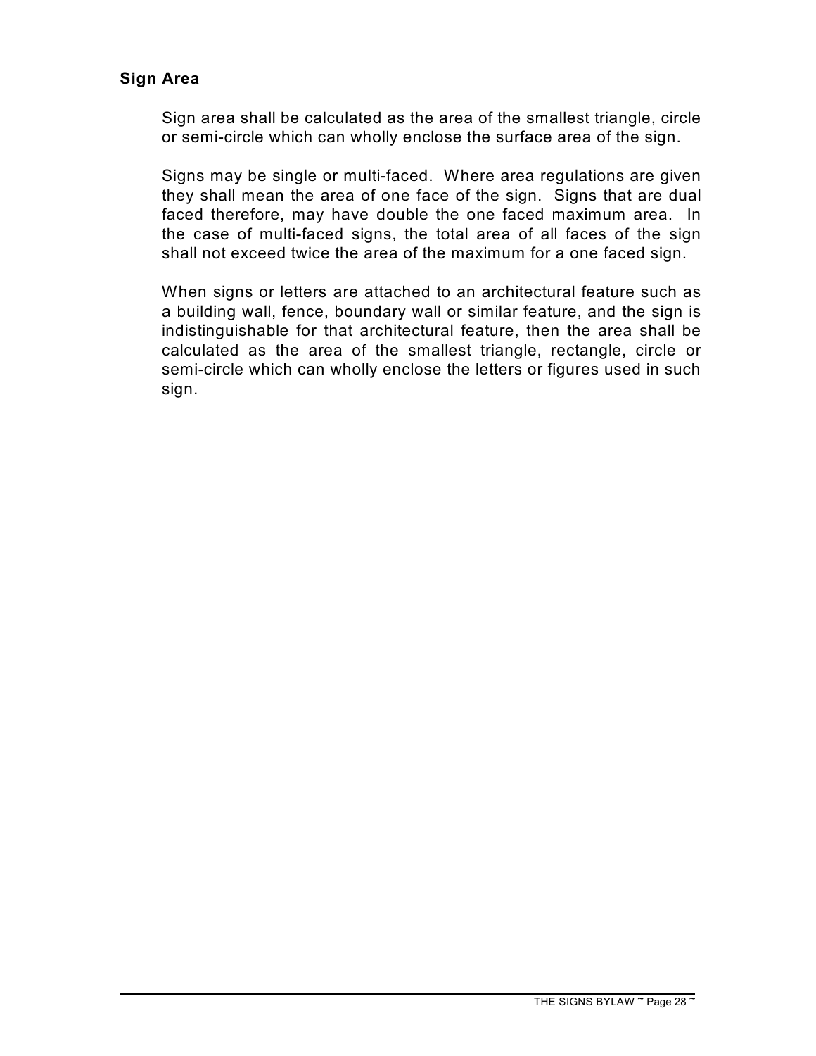### Sign Area

Sign area shall be calculated as the area of the smallest triangle, circle or semi-circle which can wholly enclose the surface area of the sign.

Signs may be single or multi-faced. Where area regulations are given they shall mean the area of one face of the sign. Signs that are dual faced therefore, may have double the one faced maximum area. In the case of multi-faced signs, the total area of all faces of the sign shall not exceed twice the area of the maximum for a one faced sign.

When signs or letters are attached to an architectural feature such as a building wall, fence, boundary wall or similar feature, and the sign is indistinguishable for that architectural feature, then the area shall be calculated as the area of the smallest triangle, rectangle, circle or semi-circle which can wholly enclose the letters or figures used in such sign.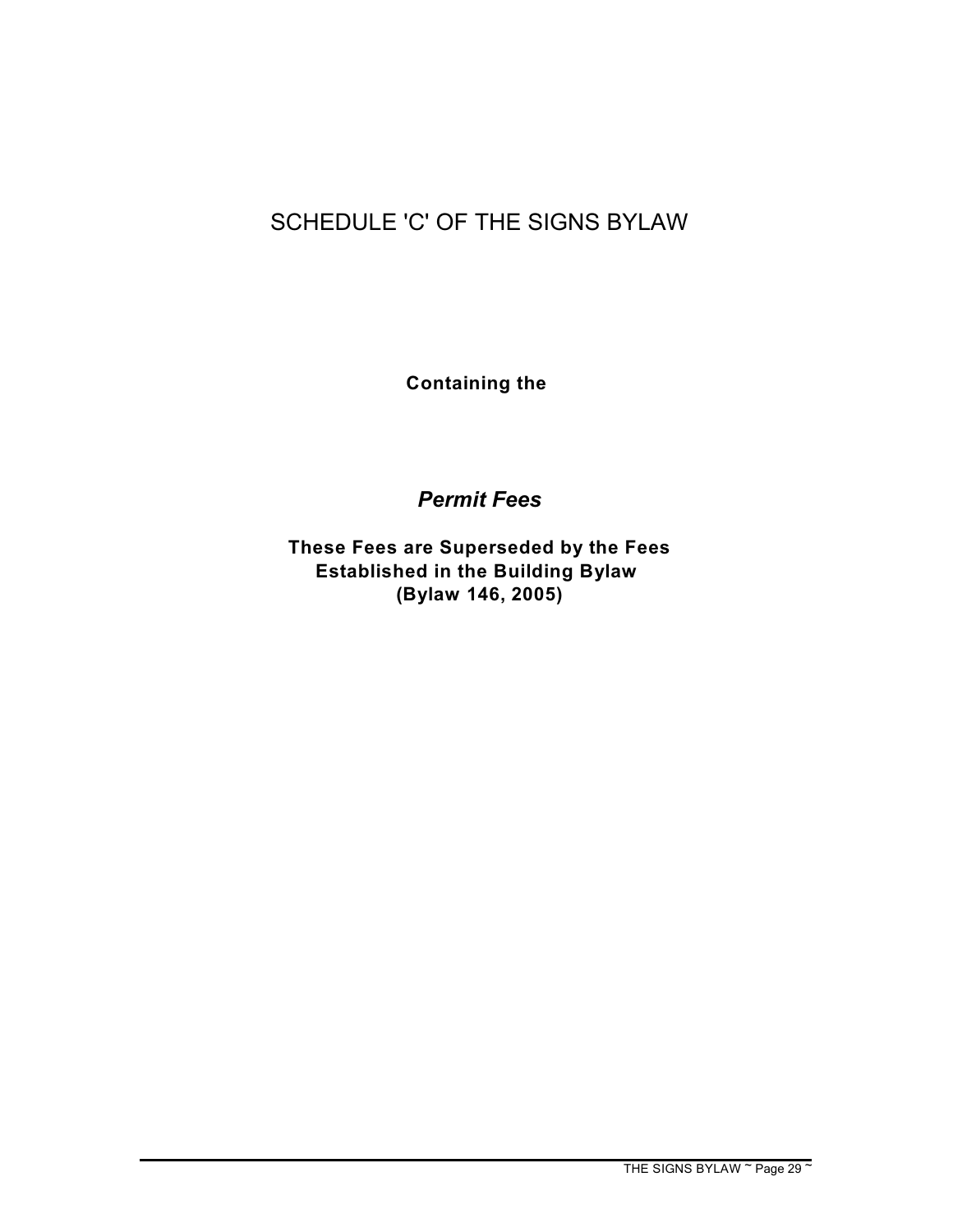# SCHEDULE 'C' OF THE SIGNS BYLAW

**Containing the**

## *Permit Fees*

**These Fees are Superseded by the Fees Established in the Building Bylaw (Bylaw 146, 2005)**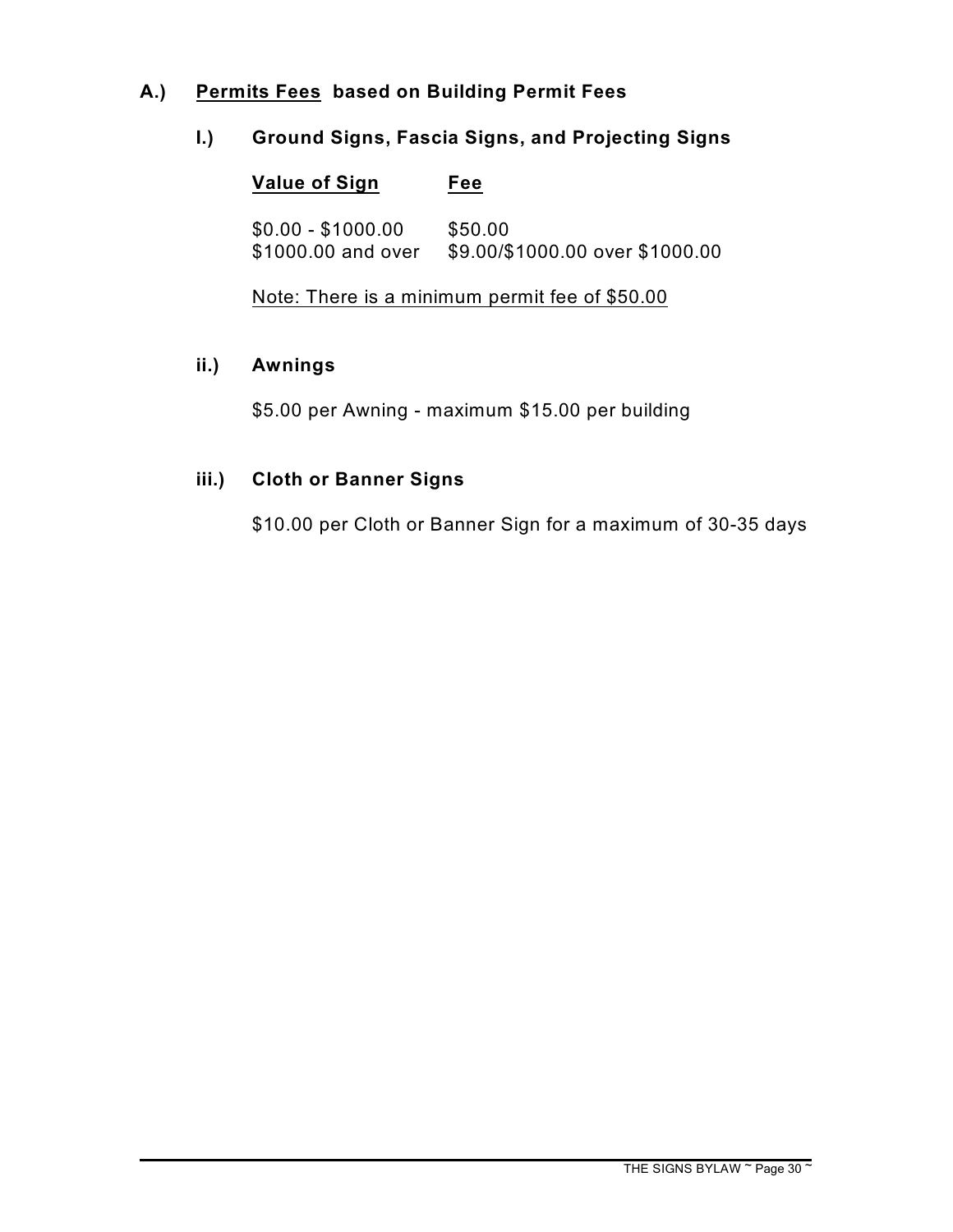## A.) Permits Fees based on Building Permit Fees

### I.) Ground Signs, Fascia Signs, and Projecting Signs

| Value of Sign | Fee |
|---|---|
| $0.00 - $1000.00 | $50.00 |
| $1000.00 and over | $9.00/$1000.00 over $1000.00 |

Note: There is a minimum permit fee of $50.00

### ii.) Awnings

$5.00 per Awning - maximum $15.00 per building

### iii.) Cloth or Banner Signs

$10.00 per Cloth or Banner Sign for a maximum of 30-35 days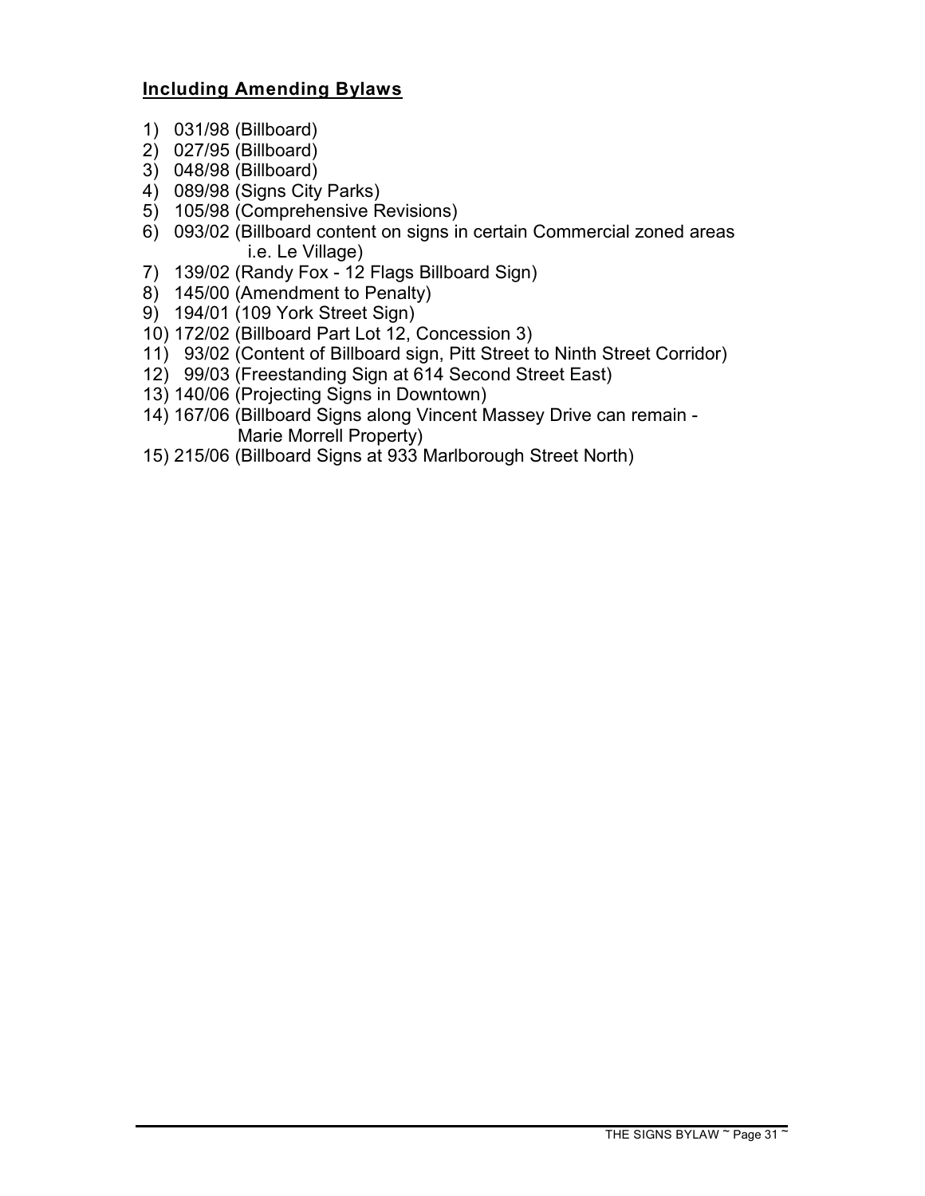## **Including Amending Bylaws**

1) 031/98 (Billboard)
2) 027/95 (Billboard)
3) 048/98 (Billboard)
4) 089/98 (Signs City Parks)
5) 105/98 (Comprehensive Revisions)
6) 093/02 (Billboard content on signs in certain Commercial zoned areas i.e. Le Village)
7) 139/02 (Randy Fox - 12 Flags Billboard Sign)
8) 145/00 (Amendment to Penalty)
9) 194/01 (109 York Street Sign)
10) 172/02 (Billboard Part Lot 12, Concession 3)
11) 93/02 (Content of Billboard sign, Pitt Street to Ninth Street Corridor)
12) 99/03 (Freestanding Sign at 614 Second Street East)
13) 140/06 (Projecting Signs in Downtown)
14) 167/06 (Billboard Signs along Vincent Massey Drive can remain - Marie Morrell Property)
15) 215/06 (Billboard Signs at 933 Marlborough Street North)